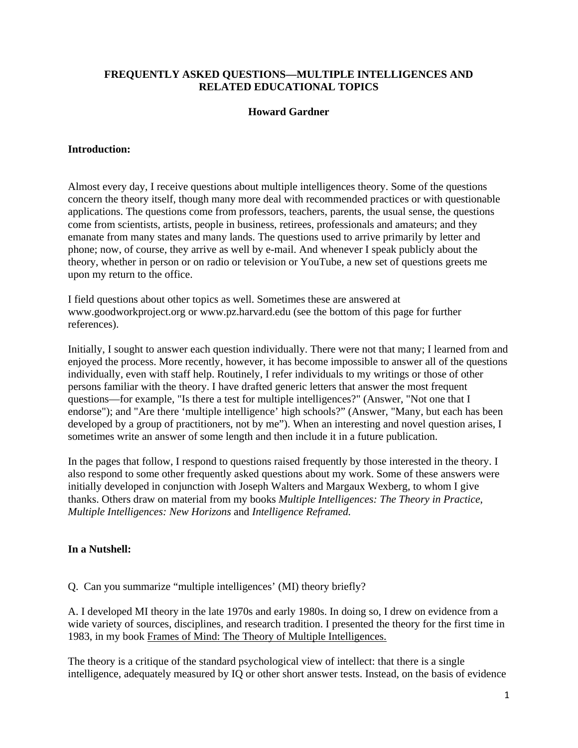# FREQUENTLY ASKED QUESTIONS—MULTIPLE INTELLIGENCES AND RELATED EDUCATIONAL TOPICS

**Howard Gardner**

**Introduction:**

Almost every day, I receive questions about multiple intelligences theory. Some of the questions concern the theory itself, though many more deal with recommended practices or with questionable applications. The questions come from professors, teachers, parents, the usual sense, the questions come from scientists, artists, people in business, retirees, professionals and amateurs; and they emanate from many states and many lands. The questions used to arrive primarily by letter and phone; now, of course, they arrive as well by e-mail. And whenever I speak publicly about the theory, whether in person or on radio or television or YouTube, a new set of questions greets me upon my return to the office.

I field questions about other topics as well. Sometimes these are answered at www.goodworkproject.org or www.pz.harvard.edu (see the bottom of this page for further references).

Initially, I sought to answer each question individually. There were not that many; I learned from and enjoyed the process. More recently, however, it has become impossible to answer all of the questions individually, even with staff help. Routinely, I refer individuals to my writings or those of other persons familiar with the theory. I have drafted generic letters that answer the most frequent questions—for example, "Is there a test for multiple intelligences?" (Answer, "Not one that I endorse"); and "Are there 'multiple intelligence' high schools?" (Answer, "Many, but each has been developed by a group of practitioners, not by me"). When an interesting and novel question arises, I sometimes write an answer of some length and then include it in a future publication.

In the pages that follow, I respond to questions raised frequently by those interested in the theory. I also respond to some other frequently asked questions about my work. Some of these answers were initially developed in conjunction with Joseph Walters and Margaux Wexberg, to whom I give thanks. Others draw on material from my books *Multiple Intelligences: The Theory in Practice, Multiple Intelligences: New Horizons* and *Intelligence Reframed.*

**In a Nutshell:**

Q. Can you summarize "multiple intelligences' (MI) theory briefly?

A. I developed MI theory in the late 1970s and early 1980s. In doing so, I drew on evidence from a wide variety of sources, disciplines, and research tradition. I presented the theory for the first time in 1983, in my book Frames of Mind: The Theory of Multiple Intelligences.

The theory is a critique of the standard psychological view of intellect: that there is a single intelligence, adequately measured by IQ or other short answer tests. Instead, on the basis of evidence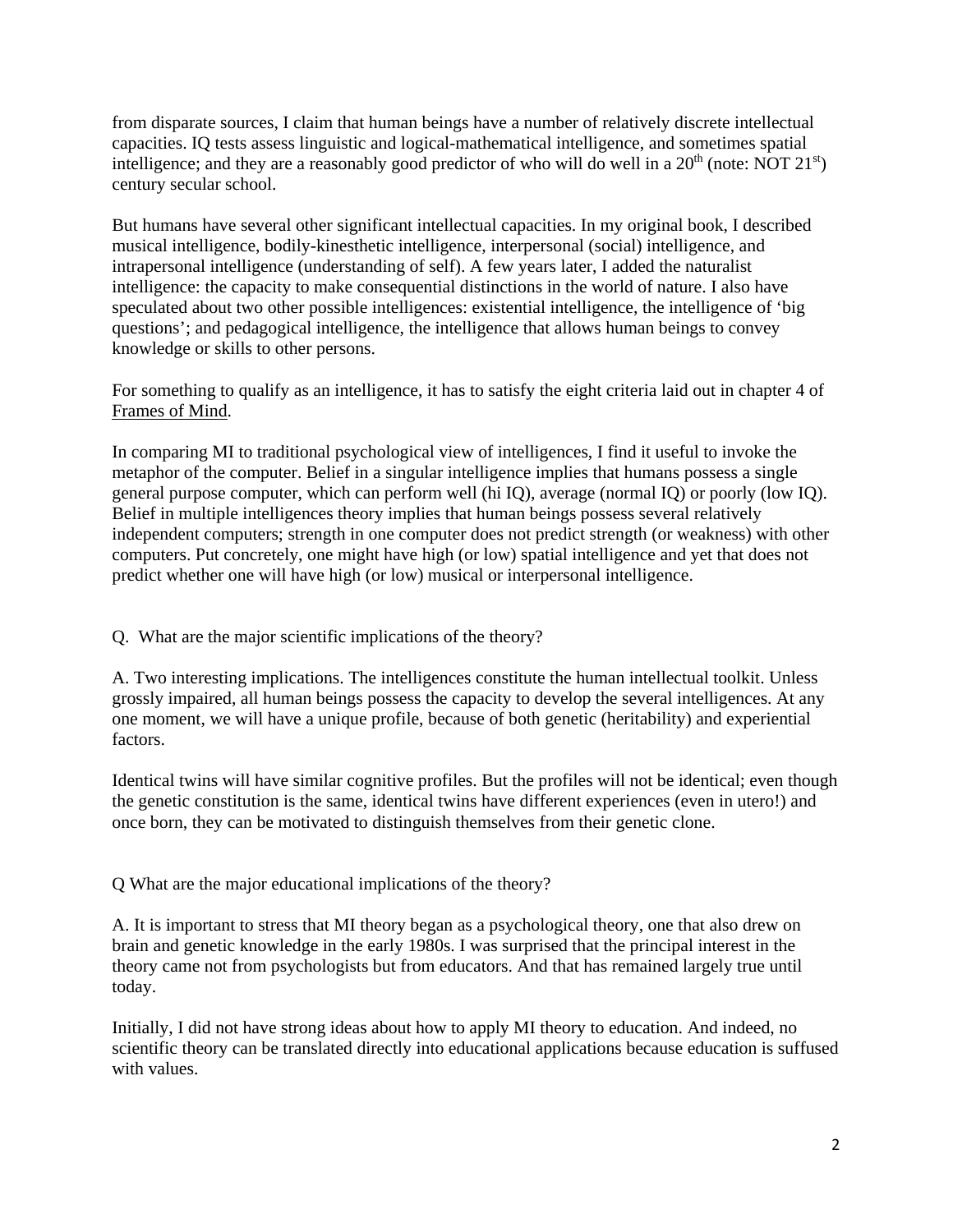from disparate sources, I claim that human beings have a number of relatively discrete intellectual capacities. IQ tests assess linguistic and logical-mathematical intelligence, and sometimes spatial intelligence; and they are a reasonably good predictor of who will do well in a $20^{th}$ (note: NOT $21^{st}$) century secular school.

But humans have several other significant intellectual capacities. In my original book, I described musical intelligence, bodily-kinesthetic intelligence, interpersonal (social) intelligence, and intrapersonal intelligence (understanding of self). A few years later, I added the naturalist intelligence: the capacity to make consequential distinctions in the world of nature. I also have speculated about two other possible intelligences: existential intelligence, the intelligence of 'big questions'; and pedagogical intelligence, the intelligence that allows human beings to convey knowledge or skills to other persons.

For something to qualify as an intelligence, it has to satisfy the eight criteria laid out in chapter 4 of Frames of Mind.

In comparing MI to traditional psychological view of intelligences, I find it useful to invoke the metaphor of the computer. Belief in a singular intelligence implies that humans possess a single general purpose computer, which can perform well (hi IQ), average (normal IQ) or poorly (low IQ). Belief in multiple intelligences theory implies that human beings possess several relatively independent computers; strength in one computer does not predict strength (or weakness) with other computers. Put concretely, one might have high (or low) spatial intelligence and yet that does not predict whether one will have high (or low) musical or interpersonal intelligence.

Q. What are the major scientific implications of the theory?

A. Two interesting implications. The intelligences constitute the human intellectual toolkit. Unless grossly impaired, all human beings possess the capacity to develop the several intelligences. At any one moment, we will have a unique profile, because of both genetic (heritability) and experiential factors.

Identical twins will have similar cognitive profiles. But the profiles will not be identical; even though the genetic constitution is the same, identical twins have different experiences (even in utero!) and once born, they can be motivated to distinguish themselves from their genetic clone.

Q What are the major educational implications of the theory?

A. It is important to stress that MI theory began as a psychological theory, one that also drew on brain and genetic knowledge in the early 1980s. I was surprised that the principal interest in the theory came not from psychologists but from educators. And that has remained largely true until today.

Initially, I did not have strong ideas about how to apply MI theory to education. And indeed, no scientific theory can be translated directly into educational applications because education is suffused with values.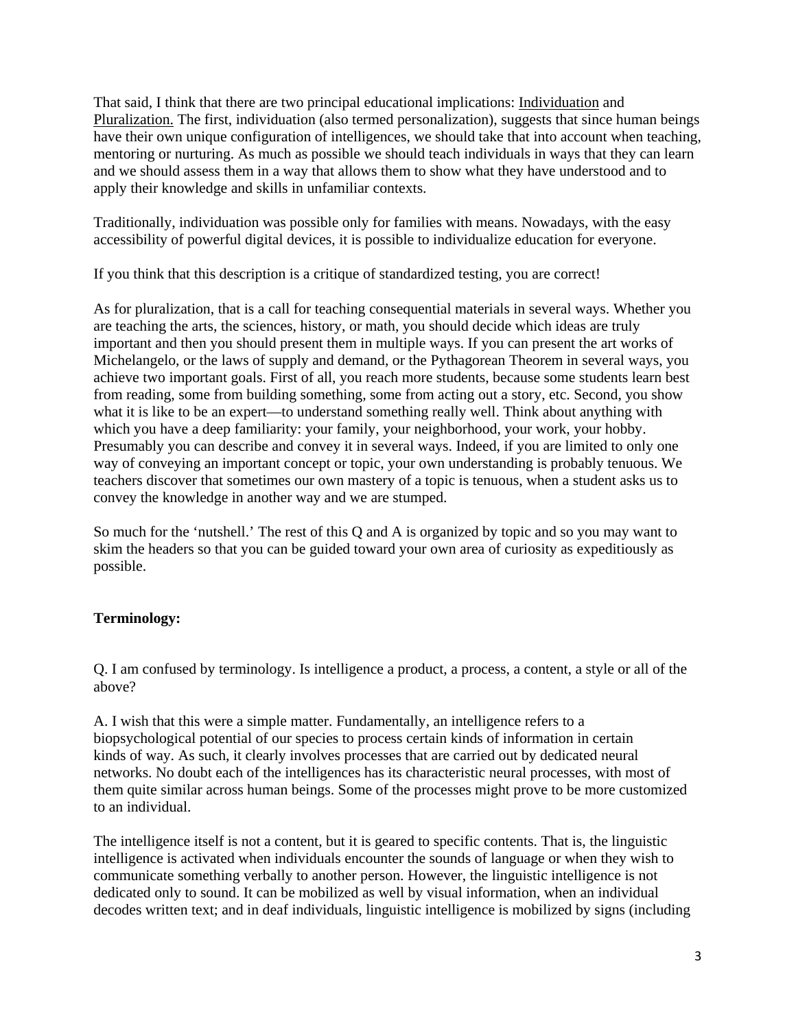That said, I think that there are two principal educational implications: Individuation and Pluralization. The first, individuation (also termed personalization), suggests that since human beings have their own unique configuration of intelligences, we should take that into account when teaching, mentoring or nurturing. As much as possible we should teach individuals in ways that they can learn and we should assess them in a way that allows them to show what they have understood and to apply their knowledge and skills in unfamiliar contexts.

Traditionally, individuation was possible only for families with means. Nowadays, with the easy accessibility of powerful digital devices, it is possible to individualize education for everyone.

If you think that this description is a critique of standardized testing, you are correct!

As for pluralization, that is a call for teaching consequential materials in several ways. Whether you are teaching the arts, the sciences, history, or math, you should decide which ideas are truly important and then you should present them in multiple ways. If you can present the art works of Michelangelo, or the laws of supply and demand, or the Pythagorean Theorem in several ways, you achieve two important goals. First of all, you reach more students, because some students learn best from reading, some from building something, some from acting out a story, etc. Second, you show what it is like to be an expert—to understand something really well. Think about anything with which you have a deep familiarity: your family, your neighborhood, your work, your hobby. Presumably you can describe and convey it in several ways. Indeed, if you are limited to only one way of conveying an important concept or topic, your own understanding is probably tenuous. We teachers discover that sometimes our own mastery of a topic is tenuous, when a student asks us to convey the knowledge in another way and we are stumped.

So much for the 'nutshell.' The rest of this Q and A is organized by topic and so you may want to skim the headers so that you can be guided toward your own area of curiosity as expeditiously as possible.

**Terminology:**

Q. I am confused by terminology. Is intelligence a product, a process, a content, a style or all of the above?

A. I wish that this were a simple matter. Fundamentally, an intelligence refers to a biopsychological potential of our species to process certain kinds of information in certain kinds of way. As such, it clearly involves processes that are carried out by dedicated neural networks. No doubt each of the intelligences has its characteristic neural processes, with most of them quite similar across human beings. Some of the processes might prove to be more customized to an individual.

The intelligence itself is not a content, but it is geared to specific contents. That is, the linguistic intelligence is activated when individuals encounter the sounds of language or when they wish to communicate something verbally to another person. However, the linguistic intelligence is not dedicated only to sound. It can be mobilized as well by visual information, when an individual decodes written text; and in deaf individuals, linguistic intelligence is mobilized by signs (including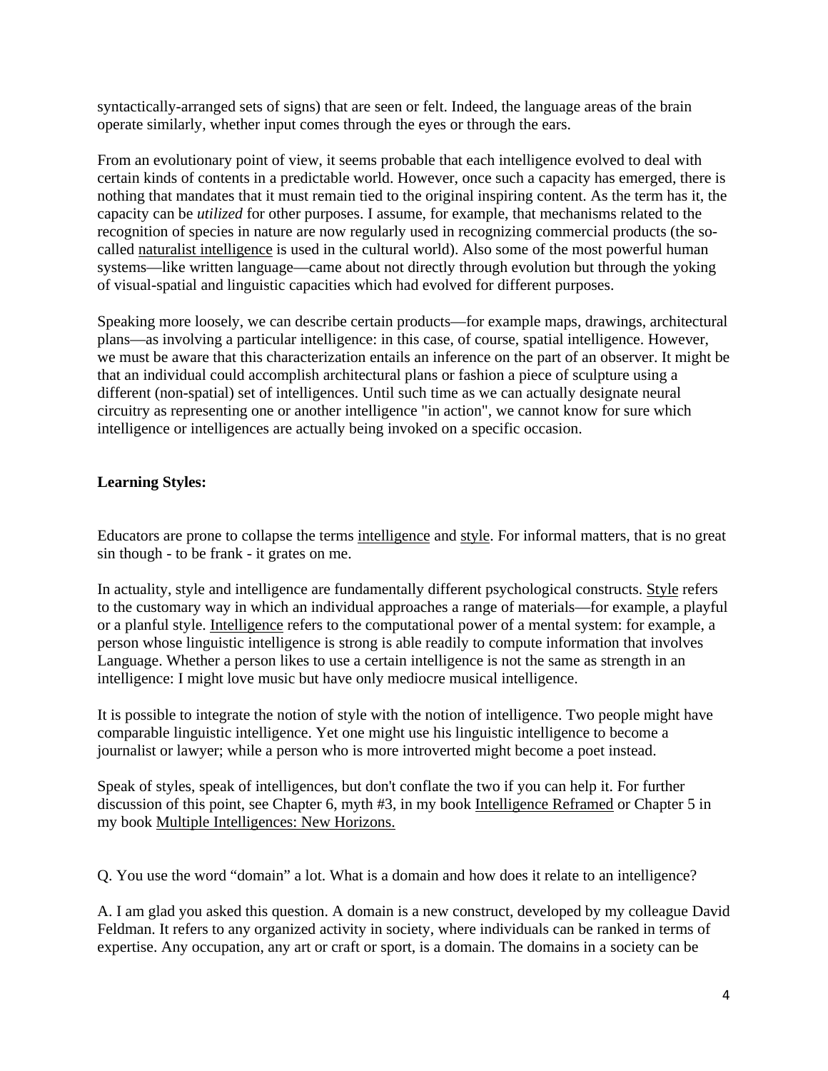syntactically-arranged sets of signs) that are seen or felt. Indeed, the language areas of the brain operate similarly, whether input comes through the eyes or through the ears.

From an evolutionary point of view, it seems probable that each intelligence evolved to deal with certain kinds of contents in a predictable world. However, once such a capacity has emerged, there is nothing that mandates that it must remain tied to the original inspiring content. As the term has it, the capacity can be *utilized* for other purposes. I assume, for example, that mechanisms related to the recognition of species in nature are now regularly used in recognizing commercial products (the so-called naturalist intelligence is used in the cultural world). Also some of the most powerful human systems—like written language—came about not directly through evolution but through the yoking of visual-spatial and linguistic capacities which had evolved for different purposes.

Speaking more loosely, we can describe certain products—for example maps, drawings, architectural plans—as involving a particular intelligence: in this case, of course, spatial intelligence. However, we must be aware that this characterization entails an inference on the part of an observer. It might be that an individual could accomplish architectural plans or fashion a piece of sculpture using a different (non-spatial) set of intelligences. Until such time as we can actually designate neural circuitry as representing one or another intelligence "in action", we cannot know for sure which intelligence or intelligences are actually being invoked on a specific occasion.

**Learning Styles:**

Educators are prone to collapse the terms intelligence and style. For informal matters, that is no great sin though - to be frank - it grates on me.

In actuality, style and intelligence are fundamentally different psychological constructs. Style refers to the customary way in which an individual approaches a range of materials—for example, a playful or a planful style. Intelligence refers to the computational power of a mental system: for example, a person whose linguistic intelligence is strong is able readily to compute information that involves Language. Whether a person likes to use a certain intelligence is not the same as strength in an intelligence: I might love music but have only mediocre musical intelligence.

It is possible to integrate the notion of style with the notion of intelligence. Two people might have comparable linguistic intelligence. Yet one might use his linguistic intelligence to become a journalist or lawyer; while a person who is more introverted might become a poet instead.

Speak of styles, speak of intelligences, but don't conflate the two if you can help it. For further discussion of this point, see Chapter 6, myth #3, in my book Intelligence Reframed or Chapter 5 in my book Multiple Intelligences: New Horizons.

Q. You use the word "domain" a lot. What is a domain and how does it relate to an intelligence?

A. I am glad you asked this question. A domain is a new construct, developed by my colleague David Feldman. It refers to any organized activity in society, where individuals can be ranked in terms of expertise. Any occupation, any art or craft or sport, is a domain. The domains in a society can be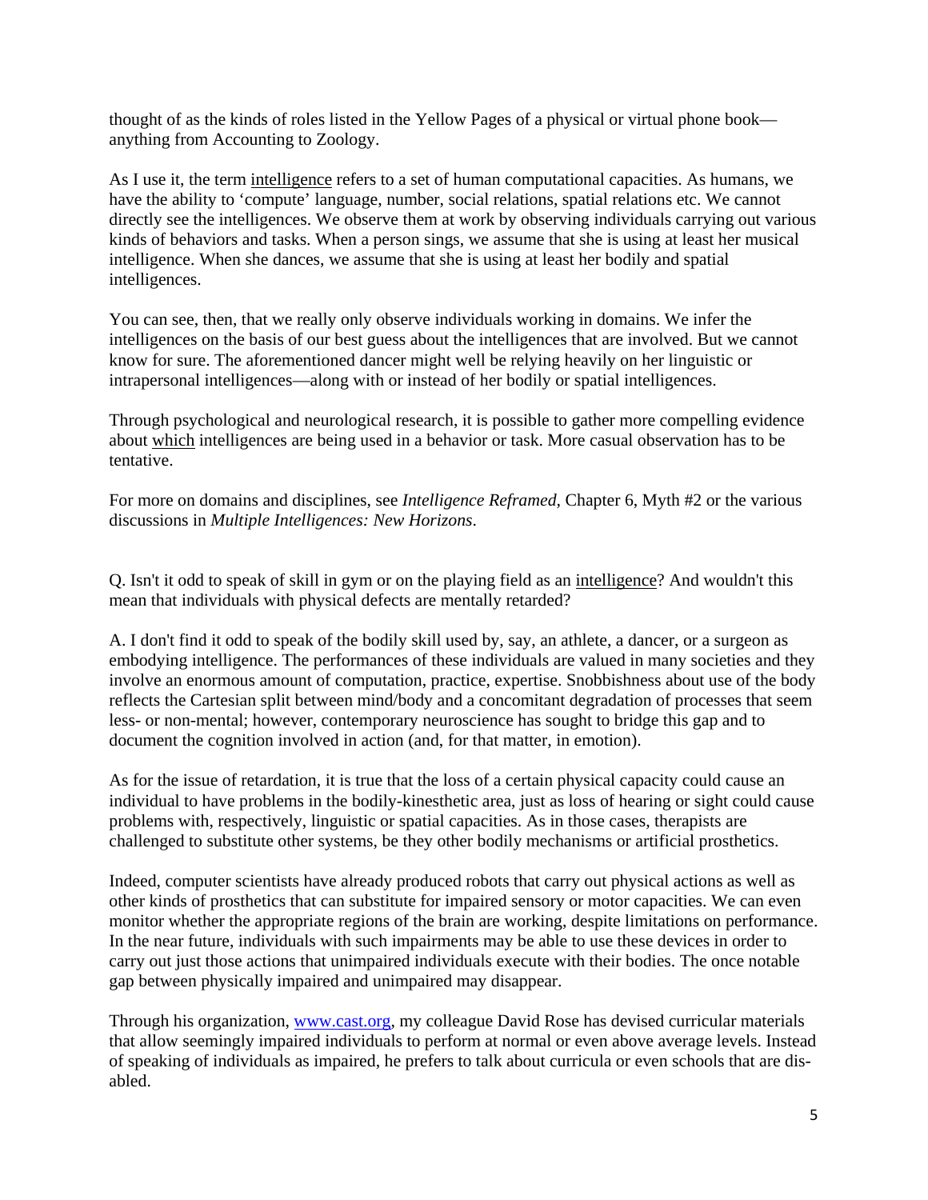thought of as the kinds of roles listed in the Yellow Pages of a physical or virtual phone book—anything from Accounting to Zoology.

As I use it, the term intelligence refers to a set of human computational capacities. As humans, we have the ability to 'compute' language, number, social relations, spatial relations etc. We cannot directly see the intelligences. We observe them at work by observing individuals carrying out various kinds of behaviors and tasks. When a person sings, we assume that she is using at least her musical intelligence. When she dances, we assume that she is using at least her bodily and spatial intelligences.

You can see, then, that we really only observe individuals working in domains. We infer the intelligences on the basis of our best guess about the intelligences that are involved. But we cannot know for sure. The aforementioned dancer might well be relying heavily on her linguistic or intrapersonal intelligences—along with or instead of her bodily or spatial intelligences.

Through psychological and neurological research, it is possible to gather more compelling evidence about which intelligences are being used in a behavior or task. More casual observation has to be tentative.

For more on domains and disciplines, see *Intelligence Reframed*, Chapter 6, Myth #2 or the various discussions in *Multiple Intelligences: New Horizons*.

Q. Isn't it odd to speak of skill in gym or on the playing field as an intelligence? And wouldn't this mean that individuals with physical defects are mentally retarded?

A. I don't find it odd to speak of the bodily skill used by, say, an athlete, a dancer, or a surgeon as embodying intelligence. The performances of these individuals are valued in many societies and they involve an enormous amount of computation, practice, expertise. Snobbishness about use of the body reflects the Cartesian split between mind/body and a concomitant degradation of processes that seem less- or non-mental; however, contemporary neuroscience has sought to bridge this gap and to document the cognition involved in action (and, for that matter, in emotion).

As for the issue of retardation, it is true that the loss of a certain physical capacity could cause an individual to have problems in the bodily-kinesthetic area, just as loss of hearing or sight could cause problems with, respectively, linguistic or spatial capacities. As in those cases, therapists are challenged to substitute other systems, be they other bodily mechanisms or artificial prosthetics.

Indeed, computer scientists have already produced robots that carry out physical actions as well as other kinds of prosthetics that can substitute for impaired sensory or motor capacities. We can even monitor whether the appropriate regions of the brain are working, despite limitations on performance. In the near future, individuals with such impairments may be able to use these devices in order to carry out just those actions that unimpaired individuals execute with their bodies. The once notable gap between physically impaired and unimpaired may disappear.

Through his organization, www.cast.org, my colleague David Rose has devised curricular materials that allow seemingly impaired individuals to perform at normal or even above average levels. Instead of speaking of individuals as impaired, he prefers to talk about curricula or even schools that are dis-abled.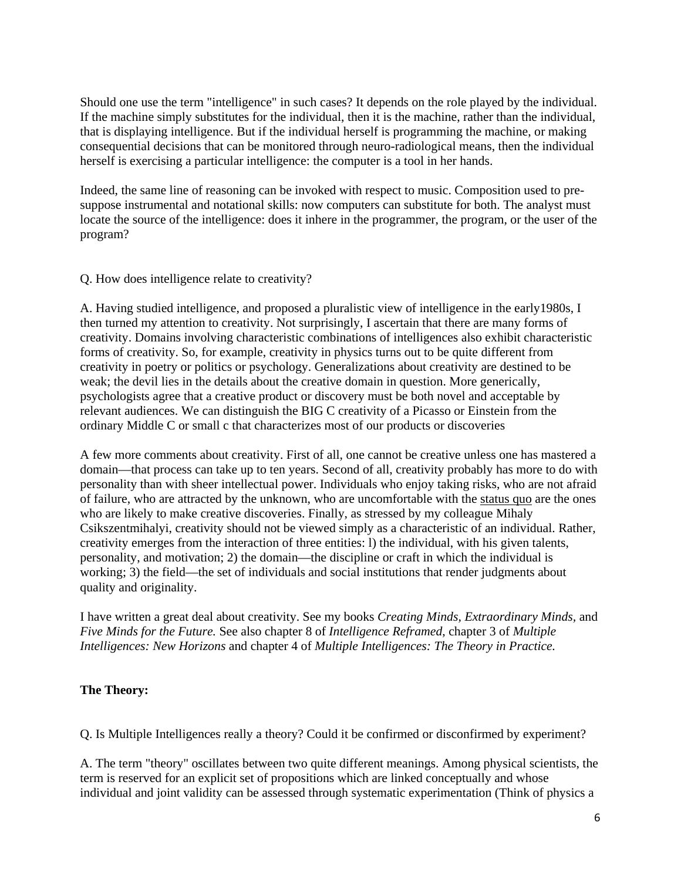Should one use the term "intelligence" in such cases? It depends on the role played by the individual. If the machine simply substitutes for the individual, then it is the machine, rather than the individual, that is displaying intelligence. But if the individual herself is programming the machine, or making consequential decisions that can be monitored through neuro-radiological means, then the individual herself is exercising a particular intelligence: the computer is a tool in her hands.

Indeed, the same line of reasoning can be invoked with respect to music. Composition used to pre-suppose instrumental and notational skills: now computers can substitute for both. The analyst must locate the source of the intelligence: does it inhere in the programmer, the program, or the user of the program?

Q. How does intelligence relate to creativity?

A. Having studied intelligence, and proposed a pluralistic view of intelligence in the early1980s, I then turned my attention to creativity. Not surprisingly, I ascertain that there are many forms of creativity. Domains involving characteristic combinations of intelligences also exhibit characteristic forms of creativity. So, for example, creativity in physics turns out to be quite different from creativity in poetry or politics or psychology. Generalizations about creativity are destined to be weak; the devil lies in the details about the creative domain in question. More generically, psychologists agree that a creative product or discovery must be both novel and acceptable by relevant audiences. We can distinguish the BIG C creativity of a Picasso or Einstein from the ordinary Middle C or small c that characterizes most of our products or discoveries

A few more comments about creativity. First of all, one cannot be creative unless one has mastered a domain—that process can take up to ten years. Second of all, creativity probably has more to do with personality than with sheer intellectual power. Individuals who enjoy taking risks, who are not afraid of failure, who are attracted by the unknown, who are uncomfortable with the status quo are the ones who are likely to make creative discoveries. Finally, as stressed by my colleague Mihaly Csikszentmihalyi, creativity should not be viewed simply as a characteristic of an individual. Rather, creativity emerges from the interaction of three entities: l) the individual, with his given talents, personality, and motivation; 2) the domain—the discipline or craft in which the individual is working; 3) the field—the set of individuals and social institutions that render judgments about quality and originality.

I have written a great deal about creativity. See my books *Creating Minds, Extraordinary Minds,* and *Five Minds for the Future.* See also chapter 8 of *Intelligence Reframed*, chapter 3 of *Multiple Intelligences: New Horizons* and chapter 4 of *Multiple Intelligences: The Theory in Practice.*

**The Theory:**

Q. Is Multiple Intelligences really a theory? Could it be confirmed or disconfirmed by experiment?

A. The term "theory" oscillates between two quite different meanings. Among physical scientists, the term is reserved for an explicit set of propositions which are linked conceptually and whose individual and joint validity can be assessed through systematic experimentation (Think of physics a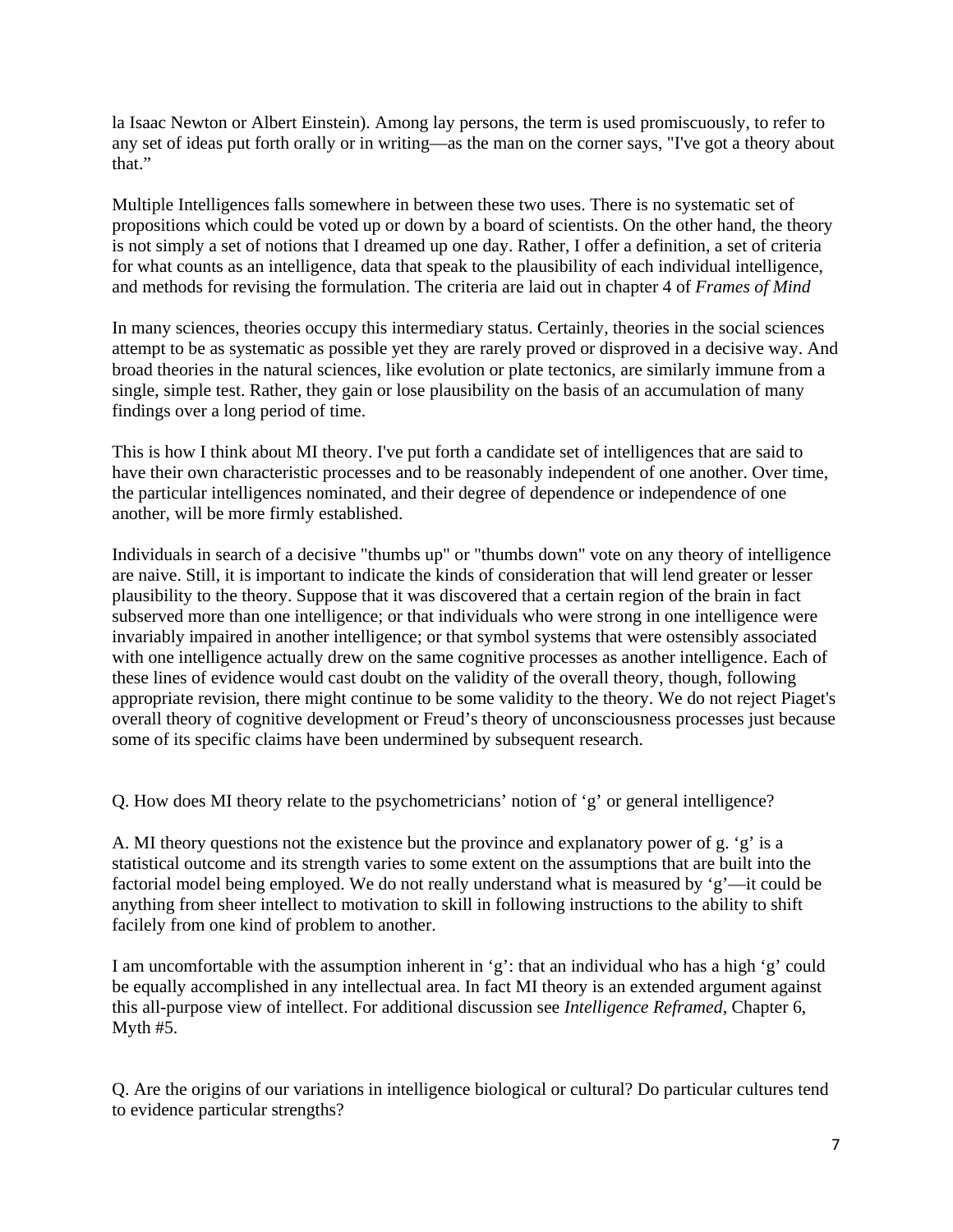la Isaac Newton or Albert Einstein). Among lay persons, the term is used promiscuously, to refer to any set of ideas put forth orally or in writing—as the man on the corner says, "I've got a theory about that."

Multiple Intelligences falls somewhere in between these two uses. There is no systematic set of propositions which could be voted up or down by a board of scientists. On the other hand, the theory is not simply a set of notions that I dreamed up one day. Rather, I offer a definition, a set of criteria for what counts as an intelligence, data that speak to the plausibility of each individual intelligence, and methods for revising the formulation. The criteria are laid out in chapter 4 of *Frames of Mind*

In many sciences, theories occupy this intermediary status. Certainly, theories in the social sciences attempt to be as systematic as possible yet they are rarely proved or disproved in a decisive way. And broad theories in the natural sciences, like evolution or plate tectonics, are similarly immune from a single, simple test. Rather, they gain or lose plausibility on the basis of an accumulation of many findings over a long period of time.

This is how I think about MI theory. I've put forth a candidate set of intelligences that are said to have their own characteristic processes and to be reasonably independent of one another. Over time, the particular intelligences nominated, and their degree of dependence or independence of one another, will be more firmly established.

Individuals in search of a decisive "thumbs up" or "thumbs down" vote on any theory of intelligence are naive. Still, it is important to indicate the kinds of consideration that will lend greater or lesser plausibility to the theory. Suppose that it was discovered that a certain region of the brain in fact subserved more than one intelligence; or that individuals who were strong in one intelligence were invariably impaired in another intelligence; or that symbol systems that were ostensibly associated with one intelligence actually drew on the same cognitive processes as another intelligence. Each of these lines of evidence would cast doubt on the validity of the overall theory, though, following appropriate revision, there might continue to be some validity to the theory. We do not reject Piaget's overall theory of cognitive development or Freud's theory of unconsciousness processes just because some of its specific claims have been undermined by subsequent research.

Q. How does MI theory relate to the psychometricians' notion of 'g' or general intelligence?

A. MI theory questions not the existence but the province and explanatory power of g. 'g' is a statistical outcome and its strength varies to some extent on the assumptions that are built into the factorial model being employed. We do not really understand what is measured by 'g'—it could be anything from sheer intellect to motivation to skill in following instructions to the ability to shift facilely from one kind of problem to another.

I am uncomfortable with the assumption inherent in 'g': that an individual who has a high 'g' could be equally accomplished in any intellectual area. In fact MI theory is an extended argument against this all-purpose view of intellect. For additional discussion see *Intelligence Reframed*, Chapter 6, Myth #5.

Q. Are the origins of our variations in intelligence biological or cultural? Do particular cultures tend to evidence particular strengths?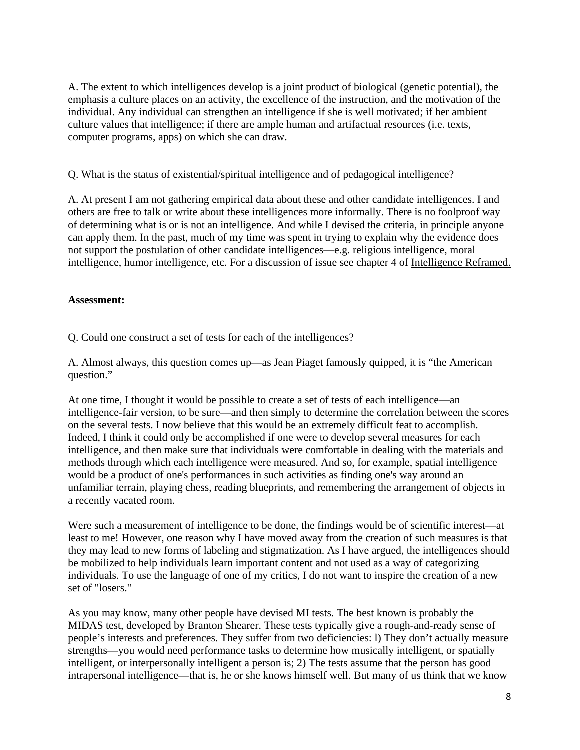A. The extent to which intelligences develop is a joint product of biological (genetic potential), the emphasis a culture places on an activity, the excellence of the instruction, and the motivation of the individual. Any individual can strengthen an intelligence if she is well motivated; if her ambient culture values that intelligence; if there are ample human and artifactual resources (i.e. texts, computer programs, apps) on which she can draw.

Q. What is the status of existential/spiritual intelligence and of pedagogical intelligence?

A. At present I am not gathering empirical data about these and other candidate intelligences. I and others are free to talk or write about these intelligences more informally. There is no foolproof way of determining what is or is not an intelligence. And while I devised the criteria, in principle anyone can apply them. In the past, much of my time was spent in trying to explain why the evidence does not support the postulation of other candidate intelligences—e.g. religious intelligence, moral intelligence, humor intelligence, etc. For a discussion of issue see chapter 4 of Intelligence Reframed.

**Assessment:**

Q. Could one construct a set of tests for each of the intelligences?

A. Almost always, this question comes up—as Jean Piaget famously quipped, it is "the American question."

At one time, I thought it would be possible to create a set of tests of each intelligence—an intelligence-fair version, to be sure—and then simply to determine the correlation between the scores on the several tests. I now believe that this would be an extremely difficult feat to accomplish. Indeed, I think it could only be accomplished if one were to develop several measures for each intelligence, and then make sure that individuals were comfortable in dealing with the materials and methods through which each intelligence were measured. And so, for example, spatial intelligence would be a product of one's performances in such activities as finding one's way around an unfamiliar terrain, playing chess, reading blueprints, and remembering the arrangement of objects in a recently vacated room.

Were such a measurement of intelligence to be done, the findings would be of scientific interest—at least to me! However, one reason why I have moved away from the creation of such measures is that they may lead to new forms of labeling and stigmatization. As I have argued, the intelligences should be mobilized to help individuals learn important content and not used as a way of categorizing individuals. To use the language of one of my critics, I do not want to inspire the creation of a new set of "losers."

As you may know, many other people have devised MI tests. The best known is probably the MIDAS test, developed by Branton Shearer. These tests typically give a rough-and-ready sense of people's interests and preferences. They suffer from two deficiencies: l) They don't actually measure strengths—you would need performance tasks to determine how musically intelligent, or spatially intelligent, or interpersonally intelligent a person is; 2) The tests assume that the person has good intrapersonal intelligence—that is, he or she knows himself well. But many of us think that we know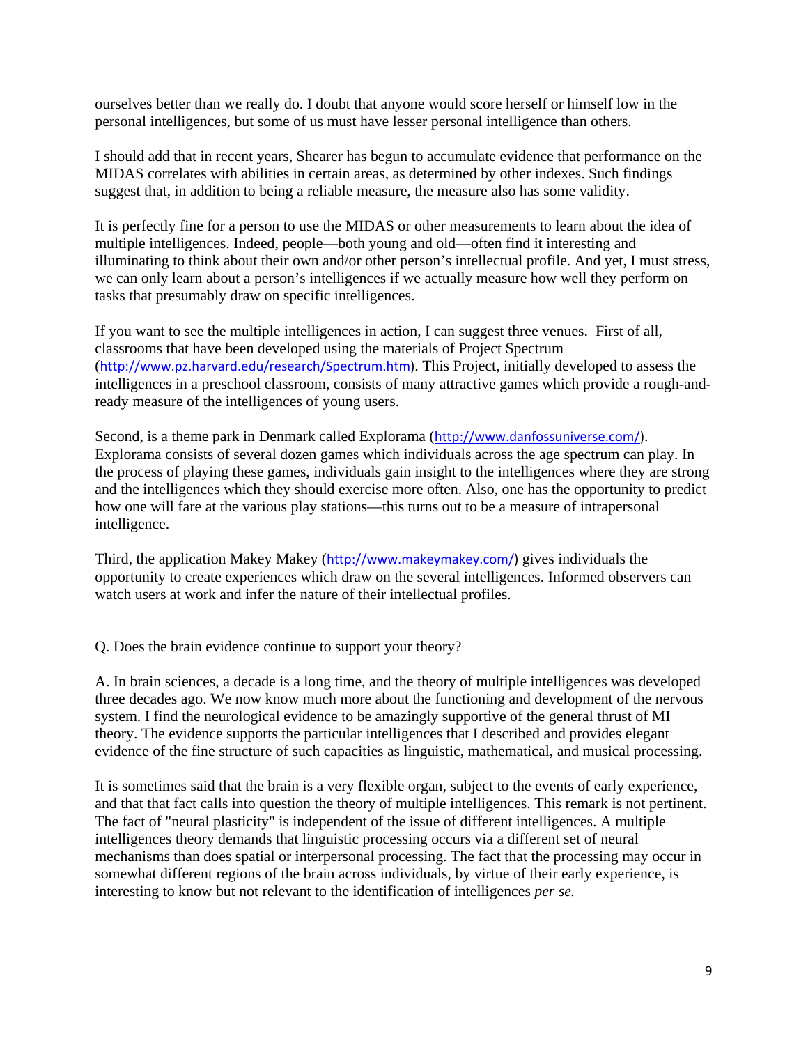ourselves better than we really do. I doubt that anyone would score herself or himself low in the personal intelligences, but some of us must have lesser personal intelligence than others.

I should add that in recent years, Shearer has begun to accumulate evidence that performance on the MIDAS correlates with abilities in certain areas, as determined by other indexes. Such findings suggest that, in addition to being a reliable measure, the measure also has some validity.

It is perfectly fine for a person to use the MIDAS or other measurements to learn about the idea of multiple intelligences. Indeed, people—both young and old—often find it interesting and illuminating to think about their own and/or other person's intellectual profile. And yet, I must stress, we can only learn about a person's intelligences if we actually measure how well they perform on tasks that presumably draw on specific intelligences.

If you want to see the multiple intelligences in action, I can suggest three venues. First of all, classrooms that have been developed using the materials of Project Spectrum (http://www.pz.harvard.edu/research/Spectrum.htm). This Project, initially developed to assess the intelligences in a preschool classroom, consists of many attractive games which provide a rough-and-ready measure of the intelligences of young users.

Second, is a theme park in Denmark called Explorama (http://www.danfossuniverse.com/). Explorama consists of several dozen games which individuals across the age spectrum can play. In the process of playing these games, individuals gain insight to the intelligences where they are strong and the intelligences which they should exercise more often. Also, one has the opportunity to predict how one will fare at the various play stations—this turns out to be a measure of intrapersonal intelligence.

Third, the application Makey Makey (http://www.makeymakey.com/) gives individuals the opportunity to create experiences which draw on the several intelligences. Informed observers can watch users at work and infer the nature of their intellectual profiles.

Q. Does the brain evidence continue to support your theory?

A. In brain sciences, a decade is a long time, and the theory of multiple intelligences was developed three decades ago. We now know much more about the functioning and development of the nervous system. I find the neurological evidence to be amazingly supportive of the general thrust of MI theory. The evidence supports the particular intelligences that I described and provides elegant evidence of the fine structure of such capacities as linguistic, mathematical, and musical processing.

It is sometimes said that the brain is a very flexible organ, subject to the events of early experience, and that that fact calls into question the theory of multiple intelligences. This remark is not pertinent. The fact of "neural plasticity" is independent of the issue of different intelligences. A multiple intelligences theory demands that linguistic processing occurs via a different set of neural mechanisms than does spatial or interpersonal processing. The fact that the processing may occur in somewhat different regions of the brain across individuals, by virtue of their early experience, is interesting to know but not relevant to the identification of intelligences *per se.*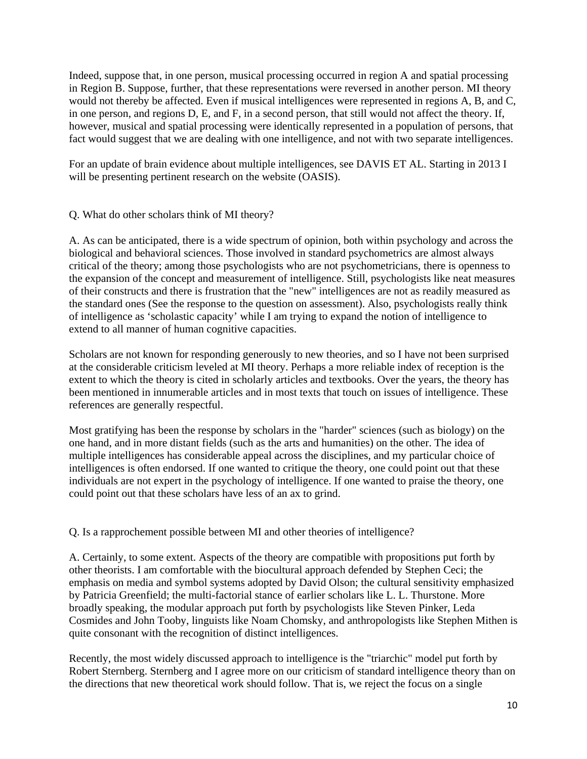Indeed, suppose that, in one person, musical processing occurred in region A and spatial processing in Region B. Suppose, further, that these representations were reversed in another person. MI theory would not thereby be affected. Even if musical intelligences were represented in regions A, B, and C, in one person, and regions D, E, and F, in a second person, that still would not affect the theory. If, however, musical and spatial processing were identically represented in a population of persons, that fact would suggest that we are dealing with one intelligence, and not with two separate intelligences.

For an update of brain evidence about multiple intelligences, see DAVIS ET AL. Starting in 2013 I will be presenting pertinent research on the website (OASIS).

Q. What do other scholars think of MI theory?

A. As can be anticipated, there is a wide spectrum of opinion, both within psychology and across the biological and behavioral sciences. Those involved in standard psychometrics are almost always critical of the theory; among those psychologists who are not psychometricians, there is openness to the expansion of the concept and measurement of intelligence. Still, psychologists like neat measures of their constructs and there is frustration that the "new" intelligences are not as readily measured as the standard ones (See the response to the question on assessment). Also, psychologists really think of intelligence as 'scholastic capacity' while I am trying to expand the notion of intelligence to extend to all manner of human cognitive capacities.

Scholars are not known for responding generously to new theories, and so I have not been surprised at the considerable criticism leveled at MI theory. Perhaps a more reliable index of reception is the extent to which the theory is cited in scholarly articles and textbooks. Over the years, the theory has been mentioned in innumerable articles and in most texts that touch on issues of intelligence. These references are generally respectful.

Most gratifying has been the response by scholars in the "harder" sciences (such as biology) on the one hand, and in more distant fields (such as the arts and humanities) on the other. The idea of multiple intelligences has considerable appeal across the disciplines, and my particular choice of intelligences is often endorsed. If one wanted to critique the theory, one could point out that these individuals are not expert in the psychology of intelligence. If one wanted to praise the theory, one could point out that these scholars have less of an ax to grind.

Q. Is a rapprochement possible between MI and other theories of intelligence?

A. Certainly, to some extent. Aspects of the theory are compatible with propositions put forth by other theorists. I am comfortable with the biocultural approach defended by Stephen Ceci; the emphasis on media and symbol systems adopted by David Olson; the cultural sensitivity emphasized by Patricia Greenfield; the multi-factorial stance of earlier scholars like L. L. Thurstone. More broadly speaking, the modular approach put forth by psychologists like Steven Pinker, Leda Cosmides and John Tooby, linguists like Noam Chomsky, and anthropologists like Stephen Mithen is quite consonant with the recognition of distinct intelligences.

Recently, the most widely discussed approach to intelligence is the "triarchic" model put forth by Robert Sternberg. Sternberg and I agree more on our criticism of standard intelligence theory than on the directions that new theoretical work should follow. That is, we reject the focus on a single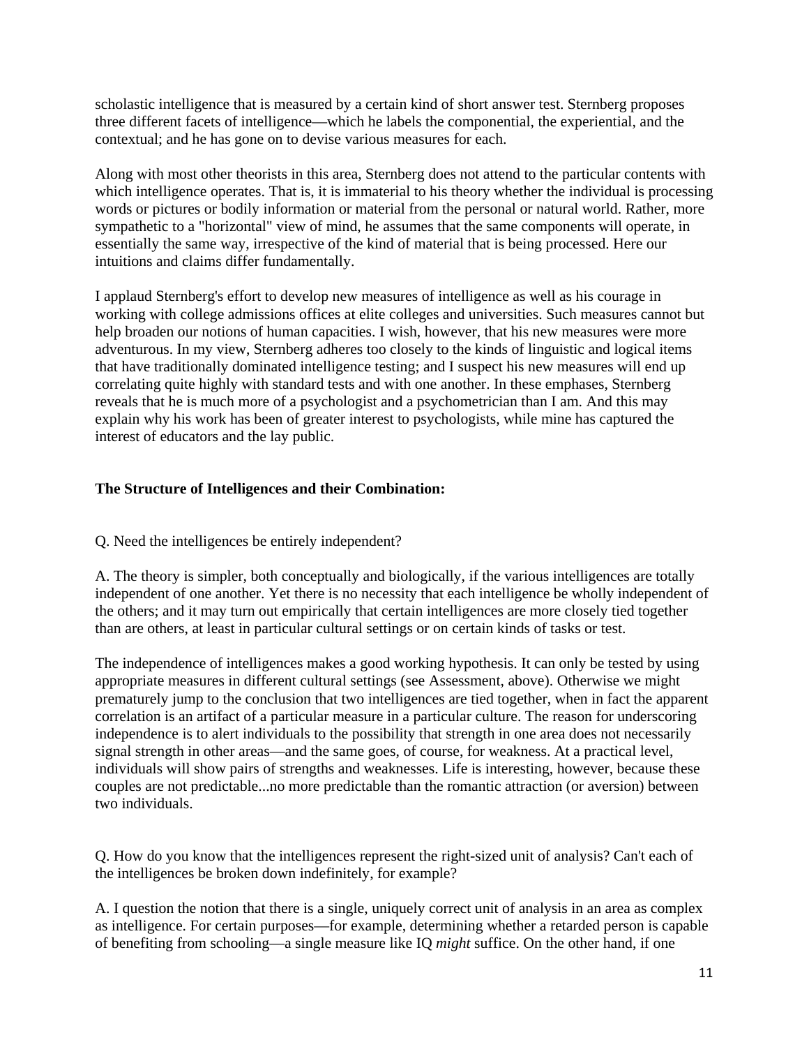scholastic intelligence that is measured by a certain kind of short answer test. Sternberg proposes three different facets of intelligence—which he labels the componential, the experiential, and the contextual; and he has gone on to devise various measures for each.

Along with most other theorists in this area, Sternberg does not attend to the particular contents with which intelligence operates. That is, it is immaterial to his theory whether the individual is processing words or pictures or bodily information or material from the personal or natural world. Rather, more sympathetic to a "horizontal" view of mind, he assumes that the same components will operate, in essentially the same way, irrespective of the kind of material that is being processed. Here our intuitions and claims differ fundamentally.

I applaud Sternberg's effort to develop new measures of intelligence as well as his courage in working with college admissions offices at elite colleges and universities. Such measures cannot but help broaden our notions of human capacities. I wish, however, that his new measures were more adventurous. In my view, Sternberg adheres too closely to the kinds of linguistic and logical items that have traditionally dominated intelligence testing; and I suspect his new measures will end up correlating quite highly with standard tests and with one another. In these emphases, Sternberg reveals that he is much more of a psychologist and a psychometrician than I am. And this may explain why his work has been of greater interest to psychologists, while mine has captured the interest of educators and the lay public.

**The Structure of Intelligences and their Combination:**

Q. Need the intelligences be entirely independent?

A. The theory is simpler, both conceptually and biologically, if the various intelligences are totally independent of one another. Yet there is no necessity that each intelligence be wholly independent of the others; and it may turn out empirically that certain intelligences are more closely tied together than are others, at least in particular cultural settings or on certain kinds of tasks or test.

The independence of intelligences makes a good working hypothesis. It can only be tested by using appropriate measures in different cultural settings (see Assessment, above). Otherwise we might prematurely jump to the conclusion that two intelligences are tied together, when in fact the apparent correlation is an artifact of a particular measure in a particular culture. The reason for underscoring independence is to alert individuals to the possibility that strength in one area does not necessarily signal strength in other areas—and the same goes, of course, for weakness. At a practical level, individuals will show pairs of strengths and weaknesses. Life is interesting, however, because these couples are not predictable...no more predictable than the romantic attraction (or aversion) between two individuals.

Q. How do you know that the intelligences represent the right-sized unit of analysis? Can't each of the intelligences be broken down indefinitely, for example?

A. I question the notion that there is a single, uniquely correct unit of analysis in an area as complex as intelligence. For certain purposes—for example, determining whether a retarded person is capable of benefiting from schooling—a single measure like IQ *might* suffice. On the other hand, if one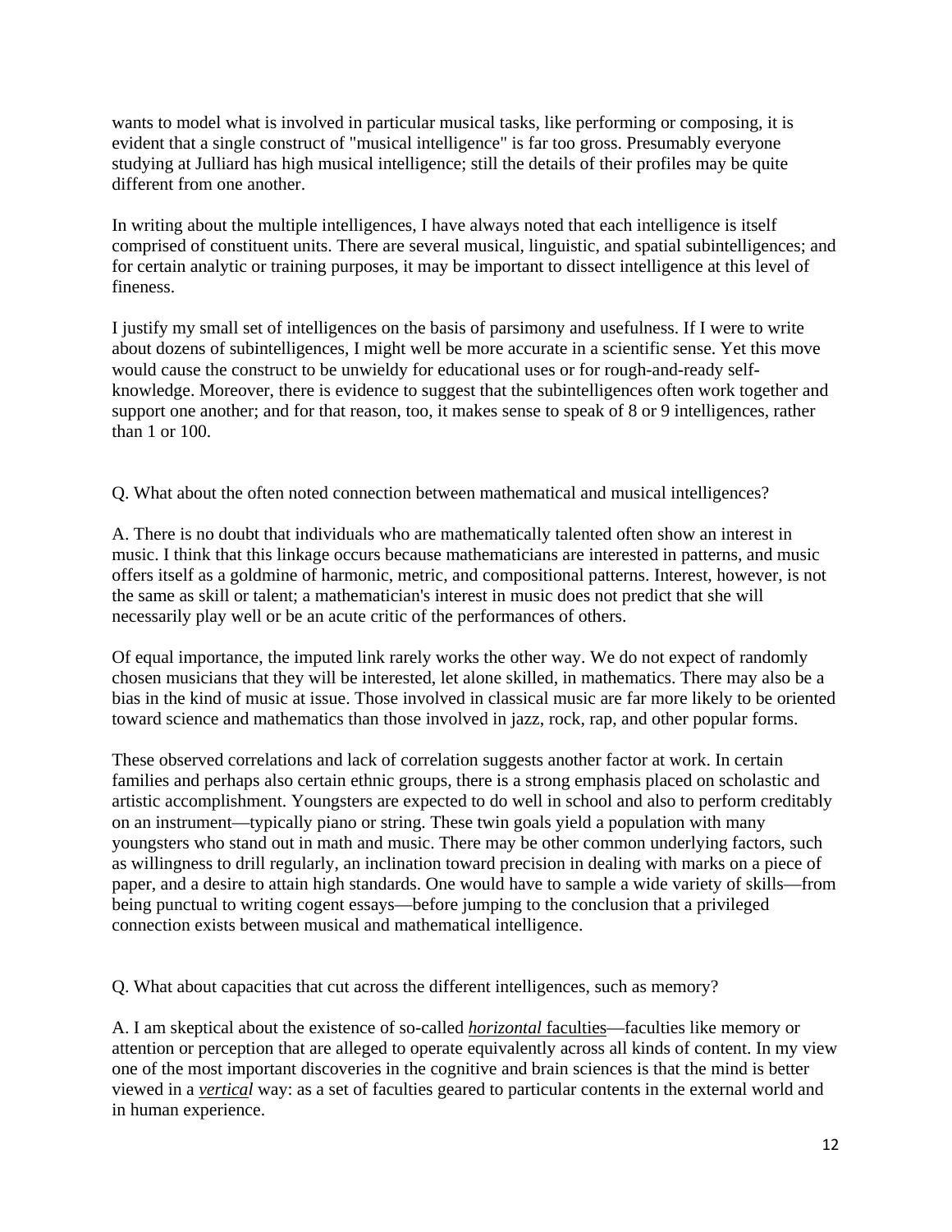wants to model what is involved in particular musical tasks, like performing or composing, it is evident that a single construct of "musical intelligence" is far too gross. Presumably everyone studying at Julliard has high musical intelligence; still the details of their profiles may be quite different from one another.

In writing about the multiple intelligences, I have always noted that each intelligence is itself comprised of constituent units. There are several musical, linguistic, and spatial subintelligences; and for certain analytic or training purposes, it may be important to dissect intelligence at this level of fineness.

I justify my small set of intelligences on the basis of parsimony and usefulness. If I were to write about dozens of subintelligences, I might well be more accurate in a scientific sense. Yet this move would cause the construct to be unwieldy for educational uses or for rough-and-ready self-knowledge. Moreover, there is evidence to suggest that the subintelligences often work together and support one another; and for that reason, too, it makes sense to speak of 8 or 9 intelligences, rather than 1 or 100.

Q. What about the often noted connection between mathematical and musical intelligences?

A. There is no doubt that individuals who are mathematically talented often show an interest in music. I think that this linkage occurs because mathematicians are interested in patterns, and music offers itself as a goldmine of harmonic, metric, and compositional patterns. Interest, however, is not the same as skill or talent; a mathematician's interest in music does not predict that she will necessarily play well or be an acute critic of the performances of others.

Of equal importance, the imputed link rarely works the other way. We do not expect of randomly chosen musicians that they will be interested, let alone skilled, in mathematics. There may also be a bias in the kind of music at issue. Those involved in classical music are far more likely to be oriented toward science and mathematics than those involved in jazz, rock, rap, and other popular forms.

These observed correlations and lack of correlation suggests another factor at work. In certain families and perhaps also certain ethnic groups, there is a strong emphasis placed on scholastic and artistic accomplishment. Youngsters are expected to do well in school and also to perform creditably on an instrument—typically piano or string. These twin goals yield a population with many youngsters who stand out in math and music. There may be other common underlying factors, such as willingness to drill regularly, an inclination toward precision in dealing with marks on a piece of paper, and a desire to attain high standards. One would have to sample a wide variety of skills—from being punctual to writing cogent essays—before jumping to the conclusion that a privileged connection exists between musical and mathematical intelligence.

Q. What about capacities that cut across the different intelligences, such as memory?

A. I am skeptical about the existence of so-called *horizontal* faculties—faculties like memory or attention or perception that are alleged to operate equivalently across all kinds of content. In my view one of the most important discoveries in the cognitive and brain sciences is that the mind is better viewed in a *vertical* way: as a set of faculties geared to particular contents in the external world and in human experience.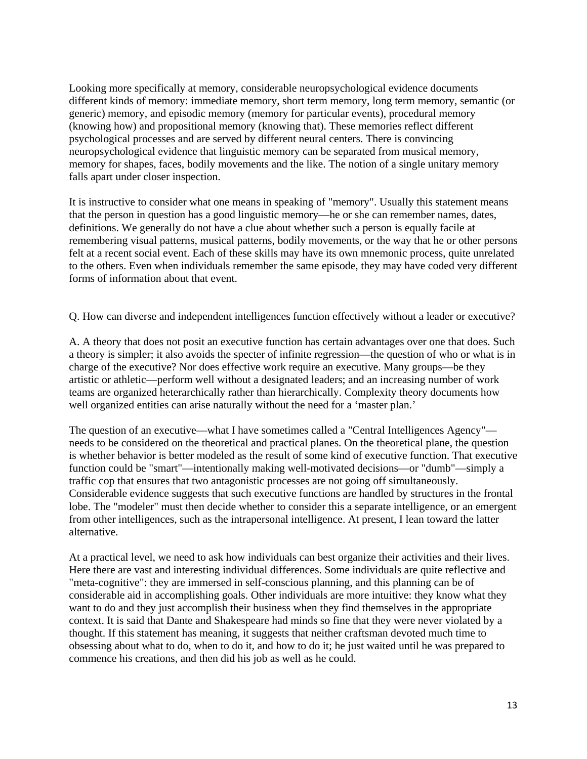Looking more specifically at memory, considerable neuropsychological evidence documents different kinds of memory: immediate memory, short term memory, long term memory, semantic (or generic) memory, and episodic memory (memory for particular events), procedural memory (knowing how) and propositional memory (knowing that). These memories reflect different psychological processes and are served by different neural centers. There is convincing neuropsychological evidence that linguistic memory can be separated from musical memory, memory for shapes, faces, bodily movements and the like. The notion of a single unitary memory falls apart under closer inspection.

It is instructive to consider what one means in speaking of "memory". Usually this statement means that the person in question has a good linguistic memory—he or she can remember names, dates, definitions. We generally do not have a clue about whether such a person is equally facile at remembering visual patterns, musical patterns, bodily movements, or the way that he or other persons felt at a recent social event. Each of these skills may have its own mnemonic process, quite unrelated to the others. Even when individuals remember the same episode, they may have coded very different forms of information about that event.

Q. How can diverse and independent intelligences function effectively without a leader or executive?

A. A theory that does not posit an executive function has certain advantages over one that does. Such a theory is simpler; it also avoids the specter of infinite regression—the question of who or what is in charge of the executive? Nor does effective work require an executive. Many groups—be they artistic or athletic—perform well without a designated leaders; and an increasing number of work teams are organized heterarchically rather than hierarchically. Complexity theory documents how well organized entities can arise naturally without the need for a 'master plan.'

The question of an executive—what I have sometimes called a "Central Intelligences Agency"—needs to be considered on the theoretical and practical planes. On the theoretical plane, the question is whether behavior is better modeled as the result of some kind of executive function. That executive function could be "smart"—intentionally making well-motivated decisions—or "dumb"—simply a traffic cop that ensures that two antagonistic processes are not going off simultaneously. Considerable evidence suggests that such executive functions are handled by structures in the frontal lobe. The "modeler" must then decide whether to consider this a separate intelligence, or an emergent from other intelligences, such as the intrapersonal intelligence. At present, I lean toward the latter alternative.

At a practical level, we need to ask how individuals can best organize their activities and their lives. Here there are vast and interesting individual differences. Some individuals are quite reflective and "meta-cognitive": they are immersed in self-conscious planning, and this planning can be of considerable aid in accomplishing goals. Other individuals are more intuitive: they know what they want to do and they just accomplish their business when they find themselves in the appropriate context. It is said that Dante and Shakespeare had minds so fine that they were never violated by a thought. If this statement has meaning, it suggests that neither craftsman devoted much time to obsessing about what to do, when to do it, and how to do it; he just waited until he was prepared to commence his creations, and then did his job as well as he could.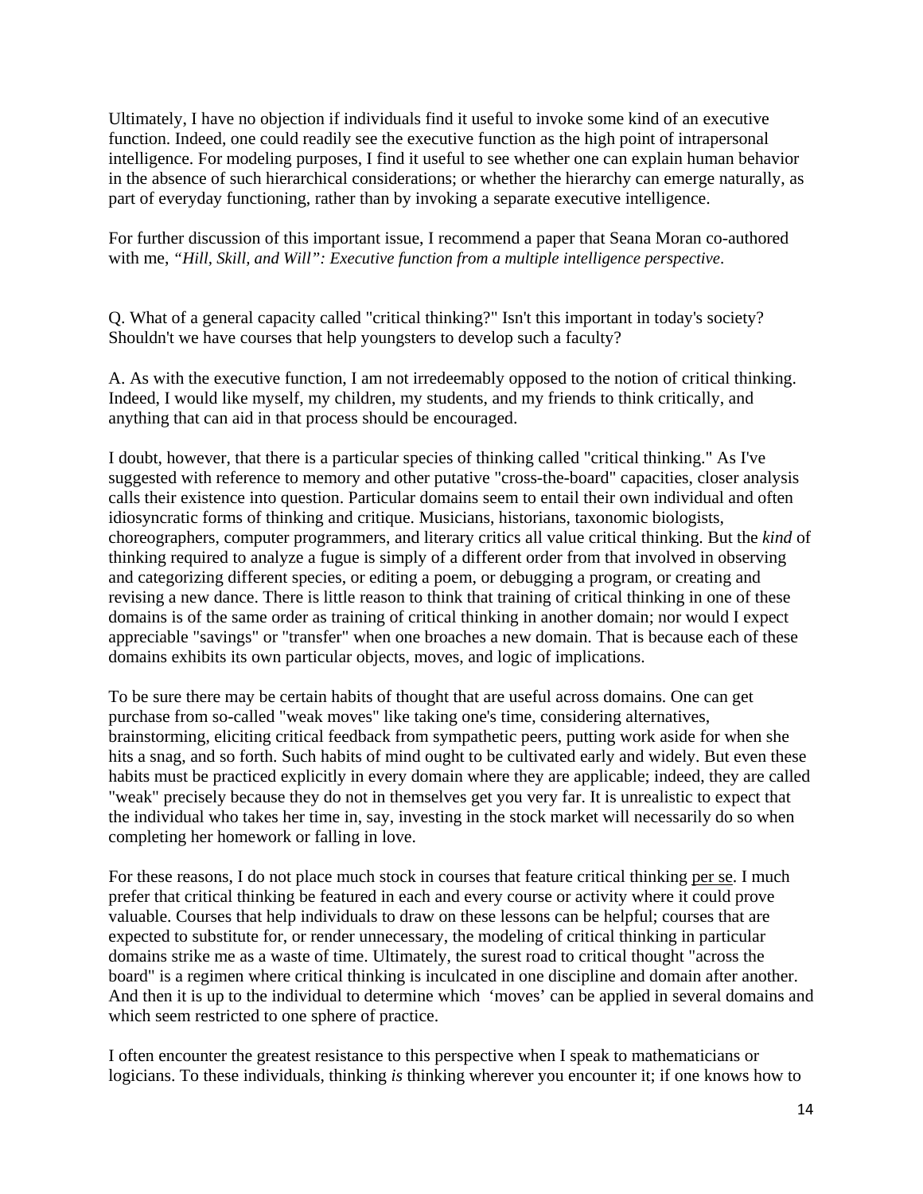Ultimately, I have no objection if individuals find it useful to invoke some kind of an executive function. Indeed, one could readily see the executive function as the high point of intrapersonal intelligence. For modeling purposes, I find it useful to see whether one can explain human behavior in the absence of such hierarchical considerations; or whether the hierarchy can emerge naturally, as part of everyday functioning, rather than by invoking a separate executive intelligence.

For further discussion of this important issue, I recommend a paper that Seana Moran co-authored with me, *"Hill, Skill, and Will": Executive function from a multiple intelligence perspective*.

Q. What of a general capacity called "critical thinking?" Isn't this important in today's society? Shouldn't we have courses that help youngsters to develop such a faculty?

A. As with the executive function, I am not irredeemably opposed to the notion of critical thinking. Indeed, I would like myself, my children, my students, and my friends to think critically, and anything that can aid in that process should be encouraged.

I doubt, however, that there is a particular species of thinking called "critical thinking." As I've suggested with reference to memory and other putative "cross-the-board" capacities, closer analysis calls their existence into question. Particular domains seem to entail their own individual and often idiosyncratic forms of thinking and critique. Musicians, historians, taxonomic biologists, choreographers, computer programmers, and literary critics all value critical thinking. But the *kind* of thinking required to analyze a fugue is simply of a different order from that involved in observing and categorizing different species, or editing a poem, or debugging a program, or creating and revising a new dance. There is little reason to think that training of critical thinking in one of these domains is of the same order as training of critical thinking in another domain; nor would I expect appreciable "savings" or "transfer" when one broaches a new domain. That is because each of these domains exhibits its own particular objects, moves, and logic of implications.

To be sure there may be certain habits of thought that are useful across domains. One can get purchase from so-called "weak moves" like taking one's time, considering alternatives, brainstorming, eliciting critical feedback from sympathetic peers, putting work aside for when she hits a snag, and so forth. Such habits of mind ought to be cultivated early and widely. But even these habits must be practiced explicitly in every domain where they are applicable; indeed, they are called "weak" precisely because they do not in themselves get you very far. It is unrealistic to expect that the individual who takes her time in, say, investing in the stock market will necessarily do so when completing her homework or falling in love.

For these reasons, I do not place much stock in courses that feature critical thinking per se. I much prefer that critical thinking be featured in each and every course or activity where it could prove valuable. Courses that help individuals to draw on these lessons can be helpful; courses that are expected to substitute for, or render unnecessary, the modeling of critical thinking in particular domains strike me as a waste of time. Ultimately, the surest road to critical thought "across the board" is a regimen where critical thinking is inculcated in one discipline and domain after another. And then it is up to the individual to determine which 'moves' can be applied in several domains and which seem restricted to one sphere of practice.

I often encounter the greatest resistance to this perspective when I speak to mathematicians or logicians. To these individuals, thinking *is* thinking wherever you encounter it; if one knows how to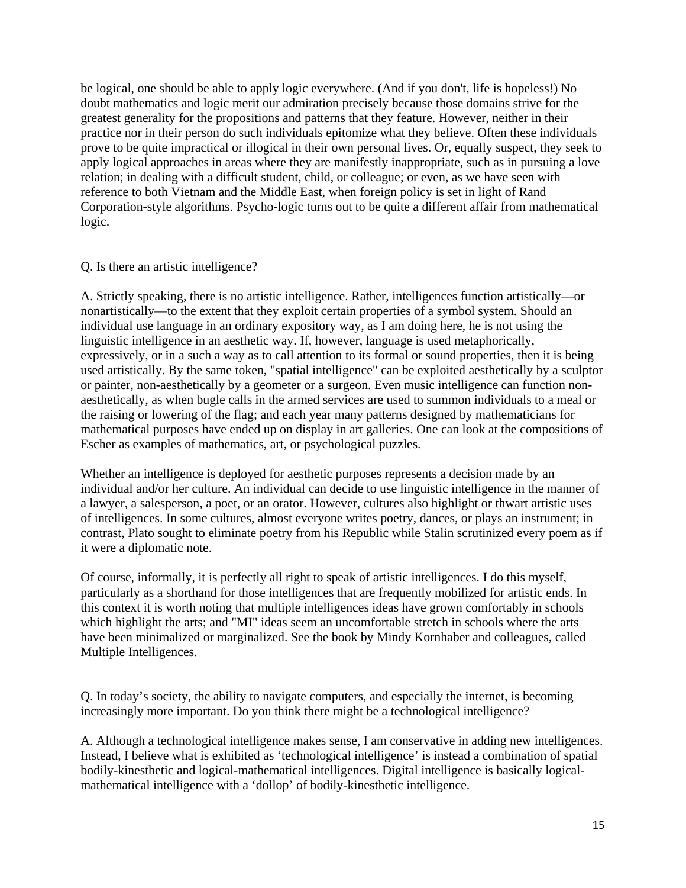be logical, one should be able to apply logic everywhere. (And if you don't, life is hopeless!) No doubt mathematics and logic merit our admiration precisely because those domains strive for the greatest generality for the propositions and patterns that they feature. However, neither in their practice nor in their person do such individuals epitomize what they believe. Often these individuals prove to be quite impractical or illogical in their own personal lives. Or, equally suspect, they seek to apply logical approaches in areas where they are manifestly inappropriate, such as in pursuing a love relation; in dealing with a difficult student, child, or colleague; or even, as we have seen with reference to both Vietnam and the Middle East, when foreign policy is set in light of Rand Corporation-style algorithms. Psycho-logic turns out to be quite a different affair from mathematical logic.

Q. Is there an artistic intelligence?

A. Strictly speaking, there is no artistic intelligence. Rather, intelligences function artistically—or nonartistically—to the extent that they exploit certain properties of a symbol system. Should an individual use language in an ordinary expository way, as I am doing here, he is not using the linguistic intelligence in an aesthetic way. If, however, language is used metaphorically, expressively, or in a such a way as to call attention to its formal or sound properties, then it is being used artistically. By the same token, "spatial intelligence" can be exploited aesthetically by a sculptor or painter, non-aesthetically by a geometer or a surgeon. Even music intelligence can function non-aesthetically, as when bugle calls in the armed services are used to summon individuals to a meal or the raising or lowering of the flag; and each year many patterns designed by mathematicians for mathematical purposes have ended up on display in art galleries. One can look at the compositions of Escher as examples of mathematics, art, or psychological puzzles.

Whether an intelligence is deployed for aesthetic purposes represents a decision made by an individual and/or her culture. An individual can decide to use linguistic intelligence in the manner of a lawyer, a salesperson, a poet, or an orator. However, cultures also highlight or thwart artistic uses of intelligences. In some cultures, almost everyone writes poetry, dances, or plays an instrument; in contrast, Plato sought to eliminate poetry from his Republic while Stalin scrutinized every poem as if it were a diplomatic note.

Of course, informally, it is perfectly all right to speak of artistic intelligences. I do this myself, particularly as a shorthand for those intelligences that are frequently mobilized for artistic ends. In this context it is worth noting that multiple intelligences ideas have grown comfortably in schools which highlight the arts; and "MI" ideas seem an uncomfortable stretch in schools where the arts have been minimalized or marginalized. See the book by Mindy Kornhaber and colleagues, called Multiple Intelligences.

Q. In today's society, the ability to navigate computers, and especially the internet, is becoming increasingly more important. Do you think there might be a technological intelligence?

A. Although a technological intelligence makes sense, I am conservative in adding new intelligences. Instead, I believe what is exhibited as 'technological intelligence' is instead a combination of spatial bodily-kinesthetic and logical-mathematical intelligences. Digital intelligence is basically logical-mathematical intelligence with a 'dollop' of bodily-kinesthetic intelligence.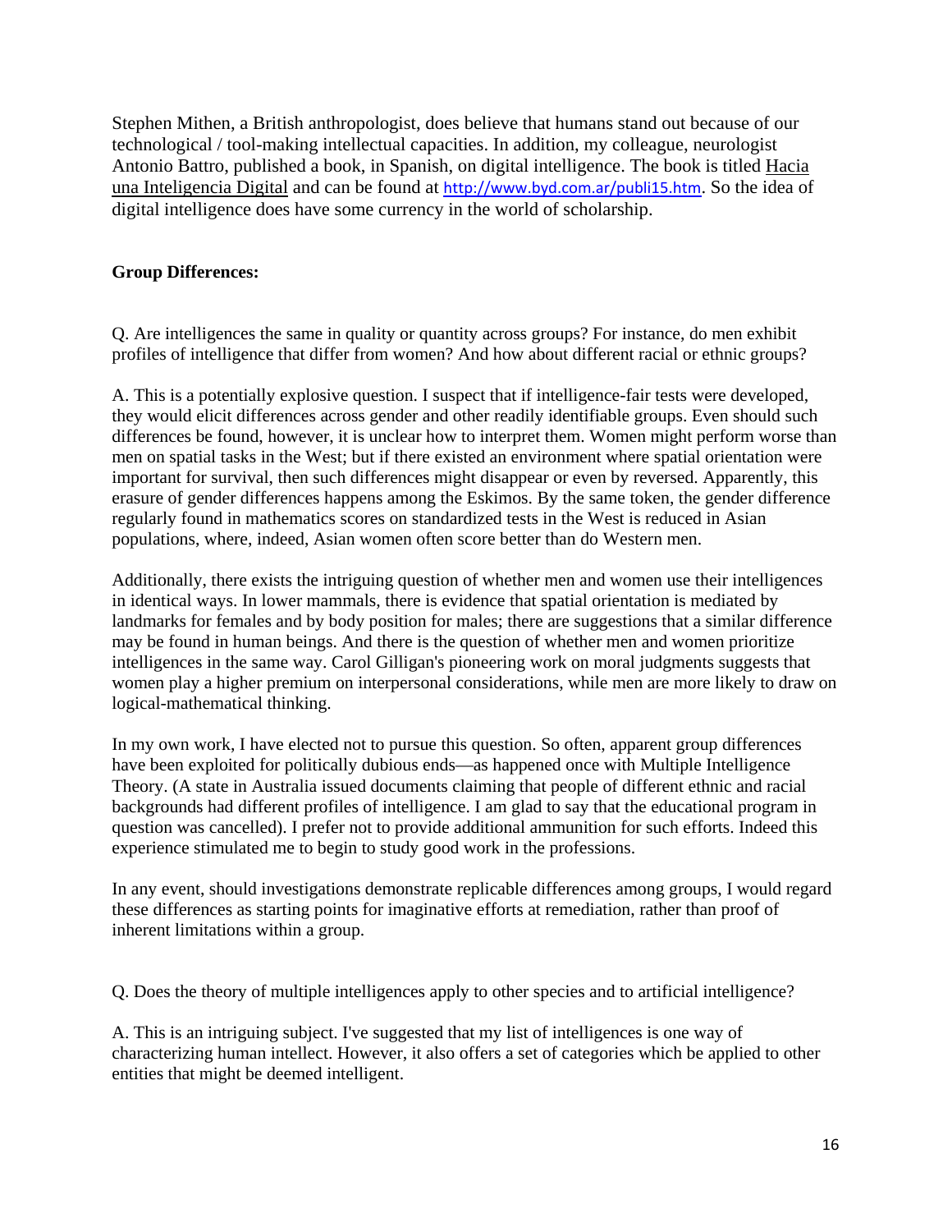Stephen Mithen, a British anthropologist, does believe that humans stand out because of our technological / tool-making intellectual capacities. In addition, my colleague, neurologist Antonio Battro, published a book, in Spanish, on digital intelligence. The book is titled Hacia una Inteligencia Digital and can be found at http://www.byd.com.ar/publi15.htm. So the idea of digital intelligence does have some currency in the world of scholarship.

**Group Differences:**

Q. Are intelligences the same in quality or quantity across groups? For instance, do men exhibit profiles of intelligence that differ from women? And how about different racial or ethnic groups?

A. This is a potentially explosive question. I suspect that if intelligence-fair tests were developed, they would elicit differences across gender and other readily identifiable groups. Even should such differences be found, however, it is unclear how to interpret them. Women might perform worse than men on spatial tasks in the West; but if there existed an environment where spatial orientation were important for survival, then such differences might disappear or even by reversed. Apparently, this erasure of gender differences happens among the Eskimos. By the same token, the gender difference regularly found in mathematics scores on standardized tests in the West is reduced in Asian populations, where, indeed, Asian women often score better than do Western men.

Additionally, there exists the intriguing question of whether men and women use their intelligences in identical ways. In lower mammals, there is evidence that spatial orientation is mediated by landmarks for females and by body position for males; there are suggestions that a similar difference may be found in human beings. And there is the question of whether men and women prioritize intelligences in the same way. Carol Gilligan's pioneering work on moral judgments suggests that women play a higher premium on interpersonal considerations, while men are more likely to draw on logical-mathematical thinking.

In my own work, I have elected not to pursue this question. So often, apparent group differences have been exploited for politically dubious ends—as happened once with Multiple Intelligence Theory. (A state in Australia issued documents claiming that people of different ethnic and racial backgrounds had different profiles of intelligence. I am glad to say that the educational program in question was cancelled). I prefer not to provide additional ammunition for such efforts. Indeed this experience stimulated me to begin to study good work in the professions.

In any event, should investigations demonstrate replicable differences among groups, I would regard these differences as starting points for imaginative efforts at remediation, rather than proof of inherent limitations within a group.

Q. Does the theory of multiple intelligences apply to other species and to artificial intelligence?

A. This is an intriguing subject. I've suggested that my list of intelligences is one way of characterizing human intellect. However, it also offers a set of categories which be applied to other entities that might be deemed intelligent.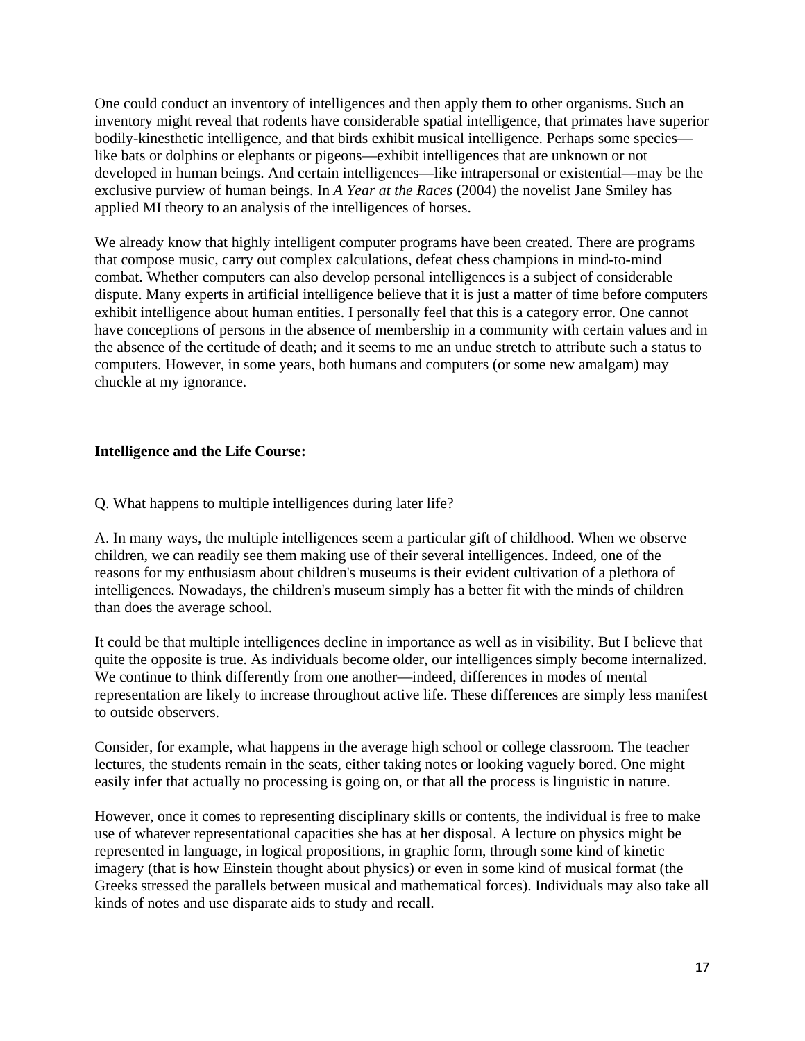One could conduct an inventory of intelligences and then apply them to other organisms. Such an inventory might reveal that rodents have considerable spatial intelligence, that primates have superior bodily-kinesthetic intelligence, and that birds exhibit musical intelligence. Perhaps some species—like bats or dolphins or elephants or pigeons—exhibit intelligences that are unknown or not developed in human beings. And certain intelligences—like intrapersonal or existential—may be the exclusive purview of human beings. In *A Year at the Races* (2004) the novelist Jane Smiley has applied MI theory to an analysis of the intelligences of horses.

We already know that highly intelligent computer programs have been created. There are programs that compose music, carry out complex calculations, defeat chess champions in mind-to-mind combat. Whether computers can also develop personal intelligences is a subject of considerable dispute. Many experts in artificial intelligence believe that it is just a matter of time before computers exhibit intelligence about human entities. I personally feel that this is a category error. One cannot have conceptions of persons in the absence of membership in a community with certain values and in the absence of the certitude of death; and it seems to me an undue stretch to attribute such a status to computers. However, in some years, both humans and computers (or some new amalgam) may chuckle at my ignorance.

**Intelligence and the Life Course:**

Q. What happens to multiple intelligences during later life?

A. In many ways, the multiple intelligences seem a particular gift of childhood. When we observe children, we can readily see them making use of their several intelligences. Indeed, one of the reasons for my enthusiasm about children's museums is their evident cultivation of a plethora of intelligences. Nowadays, the children's museum simply has a better fit with the minds of children than does the average school.

It could be that multiple intelligences decline in importance as well as in visibility. But I believe that quite the opposite is true. As individuals become older, our intelligences simply become internalized. We continue to think differently from one another—indeed, differences in modes of mental representation are likely to increase throughout active life. These differences are simply less manifest to outside observers.

Consider, for example, what happens in the average high school or college classroom. The teacher lectures, the students remain in the seats, either taking notes or looking vaguely bored. One might easily infer that actually no processing is going on, or that all the process is linguistic in nature.

However, once it comes to representing disciplinary skills or contents, the individual is free to make use of whatever representational capacities she has at her disposal. A lecture on physics might be represented in language, in logical propositions, in graphic form, through some kind of kinetic imagery (that is how Einstein thought about physics) or even in some kind of musical format (the Greeks stressed the parallels between musical and mathematical forces). Individuals may also take all kinds of notes and use disparate aids to study and recall.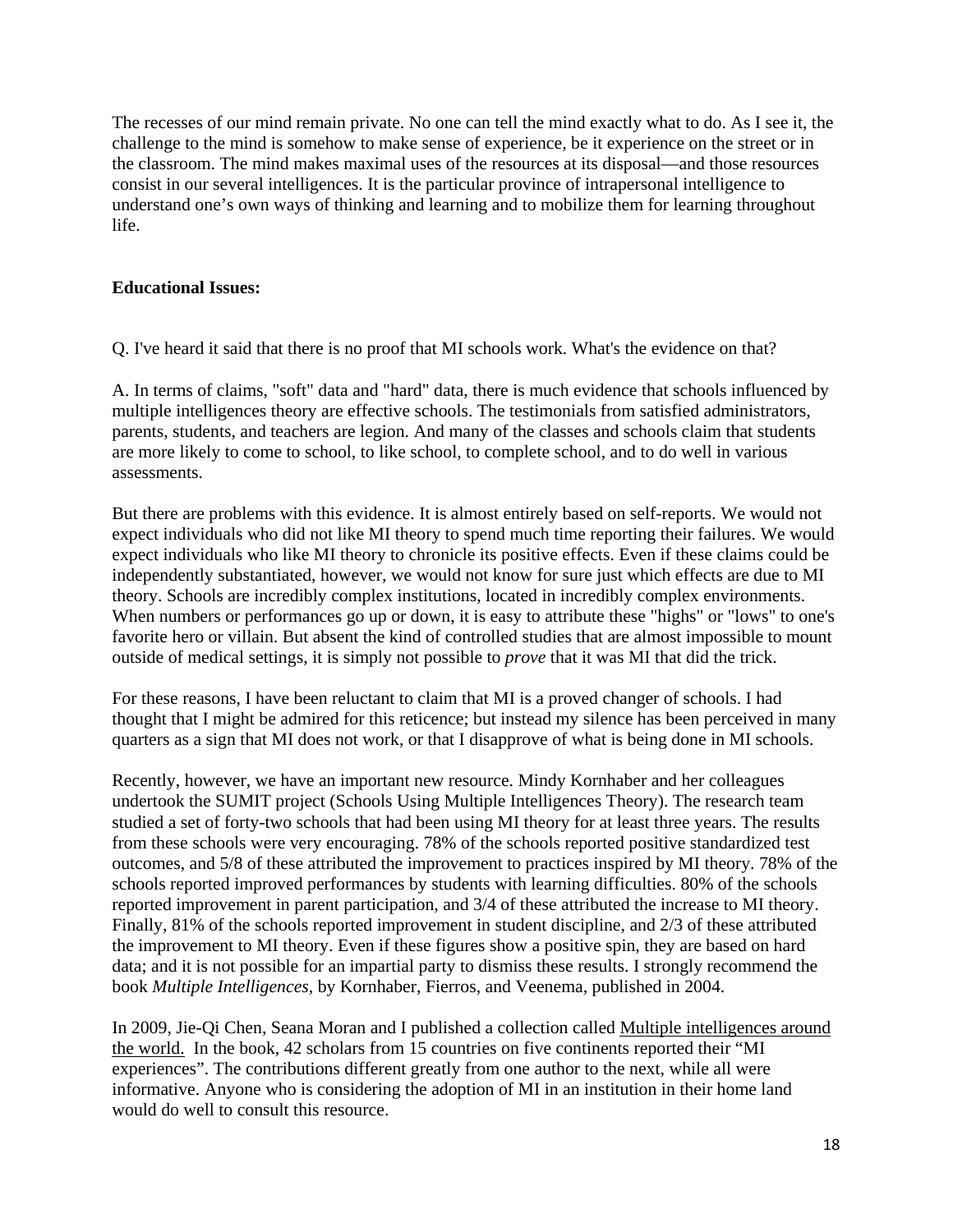The recesses of our mind remain private. No one can tell the mind exactly what to do. As I see it, the challenge to the mind is somehow to make sense of experience, be it experience on the street or in the classroom. The mind makes maximal uses of the resources at its disposal—and those resources consist in our several intelligences. It is the particular province of intrapersonal intelligence to understand one's own ways of thinking and learning and to mobilize them for learning throughout life.

**Educational Issues:**

Q. I've heard it said that there is no proof that MI schools work. What's the evidence on that?

A. In terms of claims, "soft" data and "hard" data, there is much evidence that schools influenced by multiple intelligences theory are effective schools. The testimonials from satisfied administrators, parents, students, and teachers are legion. And many of the classes and schools claim that students are more likely to come to school, to like school, to complete school, and to do well in various assessments.

But there are problems with this evidence. It is almost entirely based on self-reports. We would not expect individuals who did not like MI theory to spend much time reporting their failures. We would expect individuals who like MI theory to chronicle its positive effects. Even if these claims could be independently substantiated, however, we would not know for sure just which effects are due to MI theory. Schools are incredibly complex institutions, located in incredibly complex environments. When numbers or performances go up or down, it is easy to attribute these "highs" or "lows" to one's favorite hero or villain. But absent the kind of controlled studies that are almost impossible to mount outside of medical settings, it is simply not possible to *prove* that it was MI that did the trick.

For these reasons, I have been reluctant to claim that MI is a proved changer of schools. I had thought that I might be admired for this reticence; but instead my silence has been perceived in many quarters as a sign that MI does not work, or that I disapprove of what is being done in MI schools.

Recently, however, we have an important new resource. Mindy Kornhaber and her colleagues undertook the SUMIT project (Schools Using Multiple Intelligences Theory). The research team studied a set of forty-two schools that had been using MI theory for at least three years. The results from these schools were very encouraging. 78% of the schools reported positive standardized test outcomes, and 5/8 of these attributed the improvement to practices inspired by MI theory. 78% of the schools reported improved performances by students with learning difficulties. 80% of the schools reported improvement in parent participation, and 3/4 of these attributed the increase to MI theory. Finally, 81% of the schools reported improvement in student discipline, and 2/3 of these attributed the improvement to MI theory. Even if these figures show a positive spin, they are based on hard data; and it is not possible for an impartial party to dismiss these results. I strongly recommend the book *Multiple Intelligences*, by Kornhaber, Fierros, and Veenema, published in 2004.

In 2009, Jie-Qi Chen, Seana Moran and I published a collection called Multiple intelligences around the world. In the book, 42 scholars from 15 countries on five continents reported their "MI experiences". The contributions different greatly from one author to the next, while all were informative. Anyone who is considering the adoption of MI in an institution in their home land would do well to consult this resource.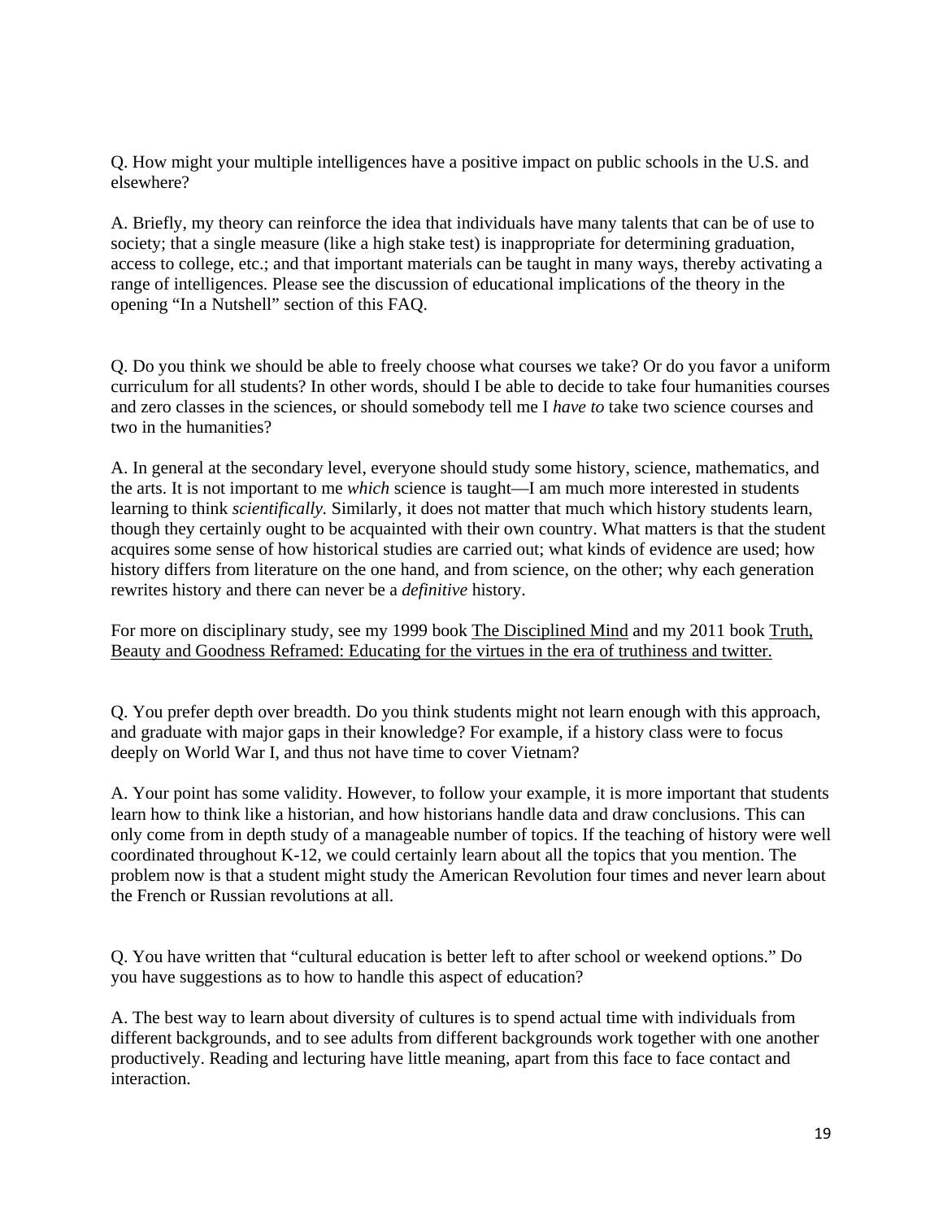Q. How might your multiple intelligences have a positive impact on public schools in the U.S. and elsewhere?

A. Briefly, my theory can reinforce the idea that individuals have many talents that can be of use to society; that a single measure (like a high stake test) is inappropriate for determining graduation, access to college, etc.; and that important materials can be taught in many ways, thereby activating a range of intelligences. Please see the discussion of educational implications of the theory in the opening "In a Nutshell" section of this FAQ.

Q. Do you think we should be able to freely choose what courses we take? Or do you favor a uniform curriculum for all students? In other words, should I be able to decide to take four humanities courses and zero classes in the sciences, or should somebody tell me I *have to* take two science courses and two in the humanities?

A. In general at the secondary level, everyone should study some history, science, mathematics, and the arts. It is not important to me *which* science is taught—I am much more interested in students learning to think *scientifically.* Similarly, it does not matter that much which history students learn, though they certainly ought to be acquainted with their own country. What matters is that the student acquires some sense of how historical studies are carried out; what kinds of evidence are used; how history differs from literature on the one hand, and from science, on the other; why each generation rewrites history and there can never be a *definitive* history.

For more on disciplinary study, see my 1999 book The Disciplined Mind and my 2011 book Truth, Beauty and Goodness Reframed: Educating for the virtues in the era of truthiness and twitter.

Q. You prefer depth over breadth. Do you think students might not learn enough with this approach, and graduate with major gaps in their knowledge? For example, if a history class were to focus deeply on World War I, and thus not have time to cover Vietnam?

A. Your point has some validity. However, to follow your example, it is more important that students learn how to think like a historian, and how historians handle data and draw conclusions. This can only come from in depth study of a manageable number of topics. If the teaching of history were well coordinated throughout K-12, we could certainly learn about all the topics that you mention. The problem now is that a student might study the American Revolution four times and never learn about the French or Russian revolutions at all.

Q. You have written that "cultural education is better left to after school or weekend options." Do you have suggestions as to how to handle this aspect of education?

A. The best way to learn about diversity of cultures is to spend actual time with individuals from different backgrounds, and to see adults from different backgrounds work together with one another productively. Reading and lecturing have little meaning, apart from this face to face contact and interaction.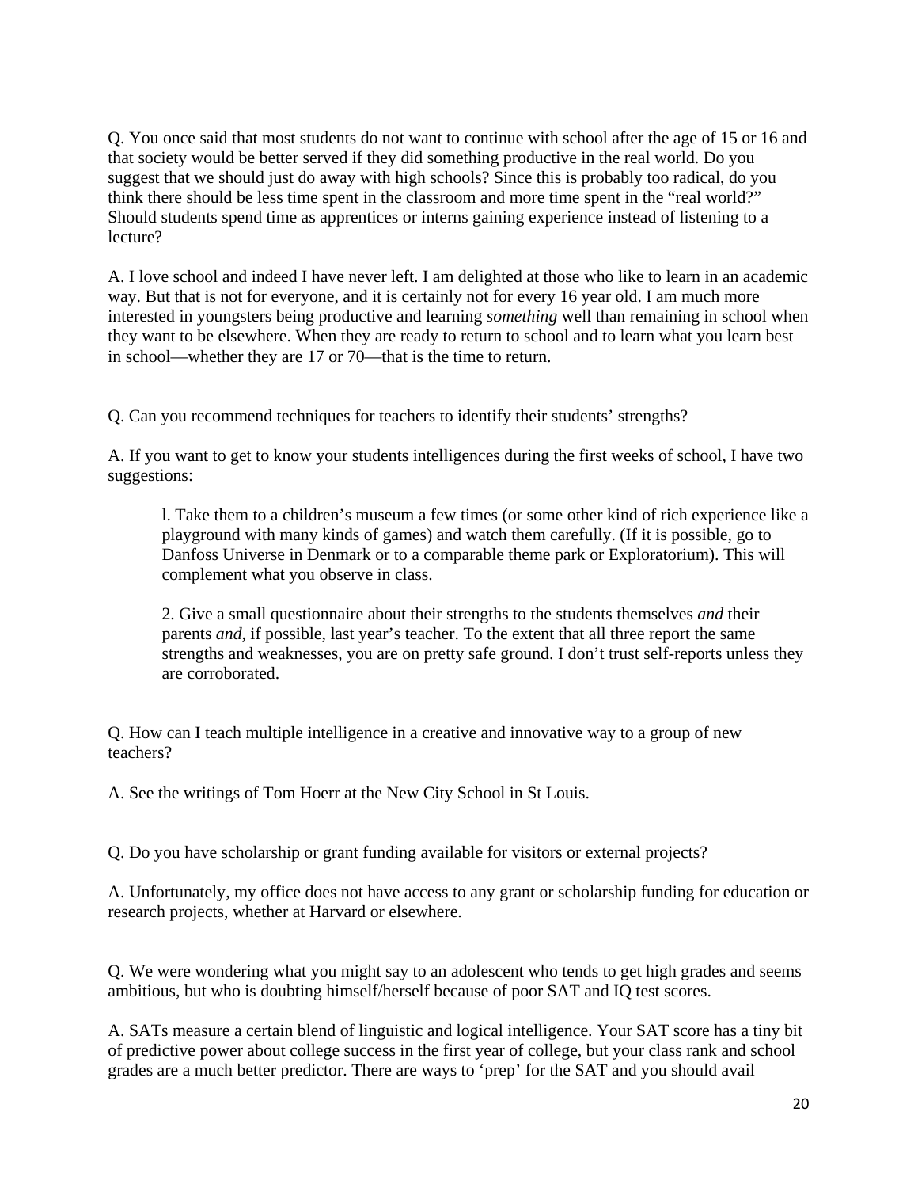Q. You once said that most students do not want to continue with school after the age of 15 or 16 and that society would be better served if they did something productive in the real world. Do you suggest that we should just do away with high schools? Since this is probably too radical, do you think there should be less time spent in the classroom and more time spent in the "real world?" Should students spend time as apprentices or interns gaining experience instead of listening to a lecture?

A. I love school and indeed I have never left. I am delighted at those who like to learn in an academic way. But that is not for everyone, and it is certainly not for every 16 year old. I am much more interested in youngsters being productive and learning *something* well than remaining in school when they want to be elsewhere. When they are ready to return to school and to learn what you learn best in school—whether they are 17 or 70—that is the time to return.

Q. Can you recommend techniques for teachers to identify their students' strengths?

A. If you want to get to know your students intelligences during the first weeks of school, I have two suggestions:

> l. Take them to a children's museum a few times (or some other kind of rich experience like a playground with many kinds of games) and watch them carefully. (If it is possible, go to Danfoss Universe in Denmark or to a comparable theme park or Exploratorium). This will complement what you observe in class.
>
> 2. Give a small questionnaire about their strengths to the students themselves *and* their parents *and*, if possible, last year's teacher. To the extent that all three report the same strengths and weaknesses, you are on pretty safe ground. I don't trust self-reports unless they are corroborated.

Q. How can I teach multiple intelligence in a creative and innovative way to a group of new teachers?

A. See the writings of Tom Hoerr at the New City School in St Louis.

Q. Do you have scholarship or grant funding available for visitors or external projects?

A. Unfortunately, my office does not have access to any grant or scholarship funding for education or research projects, whether at Harvard or elsewhere.

Q. We were wondering what you might say to an adolescent who tends to get high grades and seems ambitious, but who is doubting himself/herself because of poor SAT and IQ test scores.

A. SATs measure a certain blend of linguistic and logical intelligence. Your SAT score has a tiny bit of predictive power about college success in the first year of college, but your class rank and school grades are a much better predictor. There are ways to 'prep' for the SAT and you should avail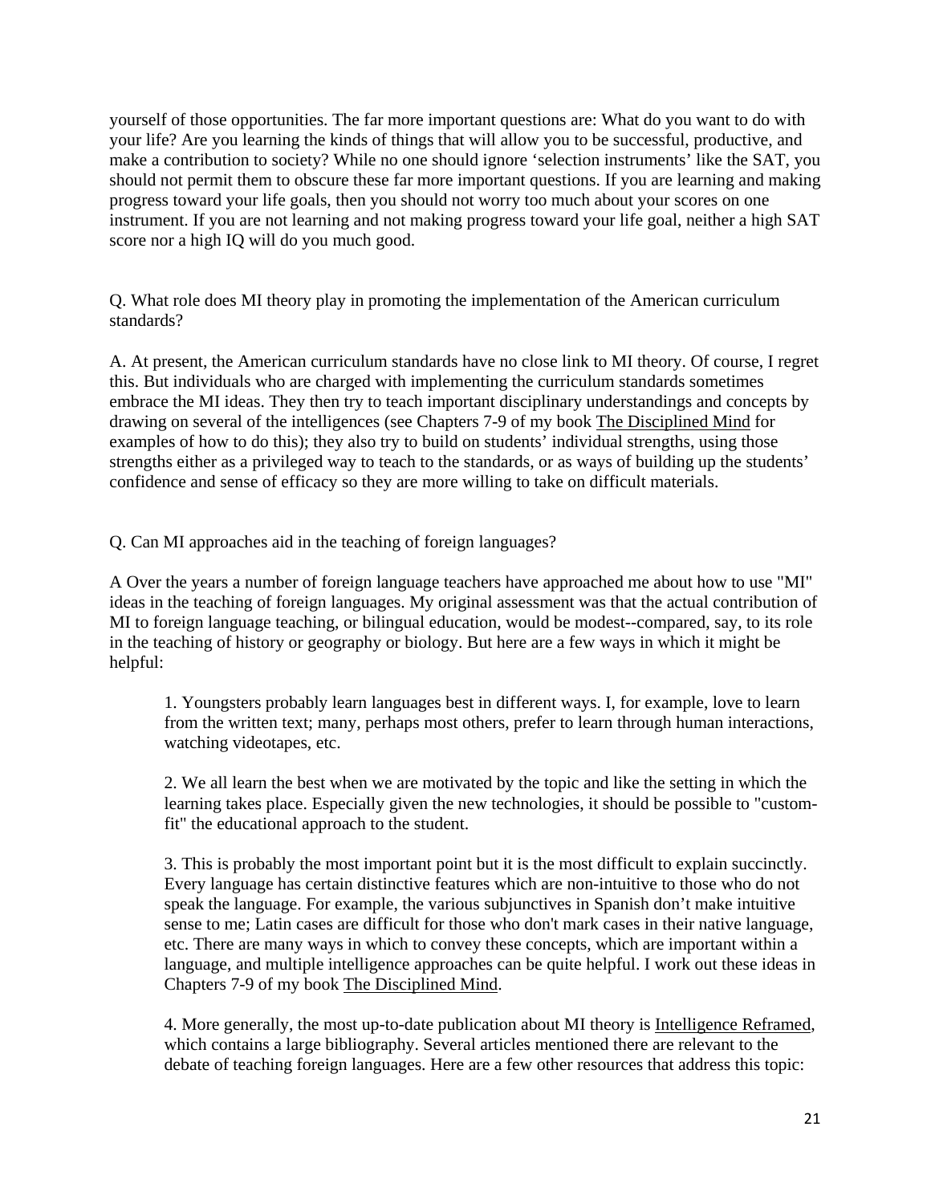yourself of those opportunities. The far more important questions are: What do you want to do with your life? Are you learning the kinds of things that will allow you to be successful, productive, and make a contribution to society? While no one should ignore 'selection instruments' like the SAT, you should not permit them to obscure these far more important questions. If you are learning and making progress toward your life goals, then you should not worry too much about your scores on one instrument. If you are not learning and not making progress toward your life goal, neither a high SAT score nor a high IQ will do you much good.

Q. What role does MI theory play in promoting the implementation of the American curriculum standards?

A. At present, the American curriculum standards have no close link to MI theory. Of course, I regret this. But individuals who are charged with implementing the curriculum standards sometimes embrace the MI ideas. They then try to teach important disciplinary understandings and concepts by drawing on several of the intelligences (see Chapters 7-9 of my book The Disciplined Mind for examples of how to do this); they also try to build on students' individual strengths, using those strengths either as a privileged way to teach to the standards, or as ways of building up the students' confidence and sense of efficacy so they are more willing to take on difficult materials.

Q. Can MI approaches aid in the teaching of foreign languages?

A Over the years a number of foreign language teachers have approached me about how to use "MI" ideas in the teaching of foreign languages. My original assessment was that the actual contribution of MI to foreign language teaching, or bilingual education, would be modest--compared, say, to its role in the teaching of history or geography or biology. But here are a few ways in which it might be helpful:

1. Youngsters probably learn languages best in different ways. I, for example, love to learn from the written text; many, perhaps most others, prefer to learn through human interactions, watching videotapes, etc.

2. We all learn the best when we are motivated by the topic and like the setting in which the learning takes place. Especially given the new technologies, it should be possible to "custom-fit" the educational approach to the student.

3. This is probably the most important point but it is the most difficult to explain succinctly. Every language has certain distinctive features which are non-intuitive to those who do not speak the language. For example, the various subjunctives in Spanish don't make intuitive sense to me; Latin cases are difficult for those who don't mark cases in their native language, etc. There are many ways in which to convey these concepts, which are important within a language, and multiple intelligence approaches can be quite helpful. I work out these ideas in Chapters 7-9 of my book The Disciplined Mind.

4. More generally, the most up-to-date publication about MI theory is Intelligence Reframed, which contains a large bibliography. Several articles mentioned there are relevant to the debate of teaching foreign languages. Here are a few other resources that address this topic: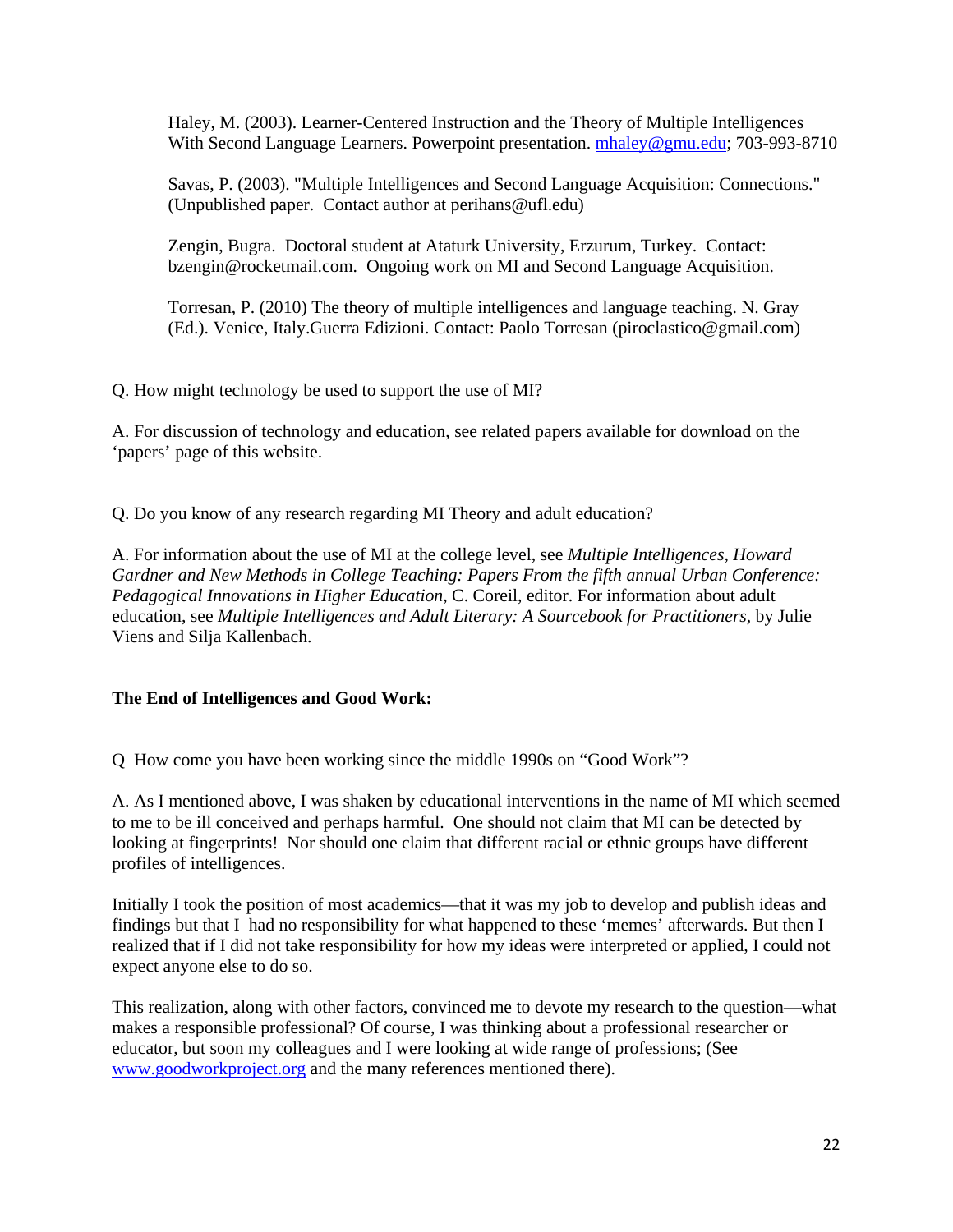Haley, M. (2003). Learner-Centered Instruction and the Theory of Multiple Intelligences With Second Language Learners. Powerpoint presentation. mhaley@gmu.edu; 703-993-8710

Savas, P. (2003). "Multiple Intelligences and Second Language Acquisition: Connections." (Unpublished paper. Contact author at perihans@ufl.edu)

Zengin, Bugra. Doctoral student at Ataturk University, Erzurum, Turkey. Contact: bzengin@rocketmail.com. Ongoing work on MI and Second Language Acquisition.

Torresan, P. (2010) The theory of multiple intelligences and language teaching. N. Gray (Ed.). Venice, Italy.Guerra Edizioni. Contact: Paolo Torresan (piroclastico@gmail.com)

Q. How might technology be used to support the use of MI?

A. For discussion of technology and education, see related papers available for download on the 'papers' page of this website.

Q. Do you know of any research regarding MI Theory and adult education?

A. For information about the use of MI at the college level, see *Multiple Intelligences, Howard Gardner and New Methods in College Teaching: Papers From the fifth annual Urban Conference: Pedagogical Innovations in Higher Education,* C. Coreil, editor. For information about adult education, see *Multiple Intelligences and Adult Literary: A Sourcebook for Practitioners*, by Julie Viens and Silja Kallenbach.

**The End of Intelligences and Good Work:**

Q How come you have been working since the middle 1990s on "Good Work"?

A. As I mentioned above, I was shaken by educational interventions in the name of MI which seemed to me to be ill conceived and perhaps harmful. One should not claim that MI can be detected by looking at fingerprints! Nor should one claim that different racial or ethnic groups have different profiles of intelligences.

Initially I took the position of most academics—that it was my job to develop and publish ideas and findings but that I had no responsibility for what happened to these 'memes' afterwards. But then I realized that if I did not take responsibility for how my ideas were interpreted or applied, I could not expect anyone else to do so.

This realization, along with other factors, convinced me to devote my research to the question—what makes a responsible professional? Of course, I was thinking about a professional researcher or educator, but soon my colleagues and I were looking at wide range of professions; (See www.goodworkproject.org and the many references mentioned there).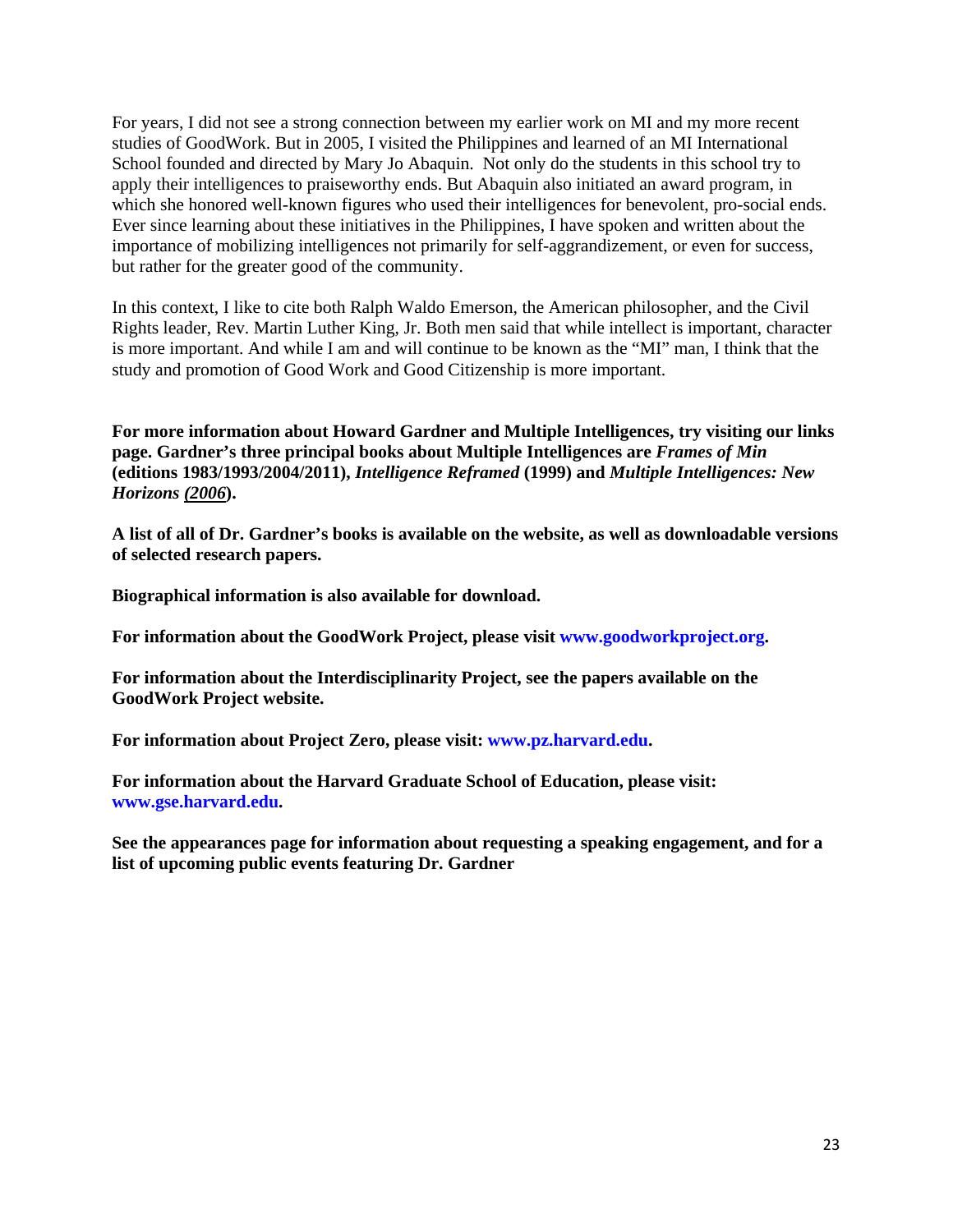For years, I did not see a strong connection between my earlier work on MI and my more recent studies of GoodWork. But in 2005, I visited the Philippines and learned of an MI International School founded and directed by Mary Jo Abaquin. Not only do the students in this school try to apply their intelligences to praiseworthy ends. But Abaquin also initiated an award program, in which she honored well-known figures who used their intelligences for benevolent, pro-social ends. Ever since learning about these initiatives in the Philippines, I have spoken and written about the importance of mobilizing intelligences not primarily for self-aggrandizement, or even for success, but rather for the greater good of the community.

In this context, I like to cite both Ralph Waldo Emerson, the American philosopher, and the Civil Rights leader, Rev. Martin Luther King, Jr. Both men said that while intellect is important, character is more important. And while I am and will continue to be known as the "MI" man, I think that the study and promotion of Good Work and Good Citizenship is more important.

**For more information about Howard Gardner and Multiple Intelligences, try visiting our links page. Gardner's three principal books about Multiple Intelligences are *Frames of Min* (editions 1983/1993/2004/2011), *Intelligence Reframed* (1999) and *Multiple Intelligences: New Horizons (2006)*.**

**A list of all of Dr. Gardner's books is available on the website, as well as downloadable versions of selected research papers.**

**Biographical information is also available for download.**

**For information about the GoodWork Project, please visit www.goodworkproject.org.**

**For information about the Interdisciplinarity Project, see the papers available on the GoodWork Project website.**

**For information about Project Zero, please visit: www.pz.harvard.edu.**

**For information about the Harvard Graduate School of Education, please visit: www.gse.harvard.edu.**

**See the appearances page for information about requesting a speaking engagement, and for a list of upcoming public events featuring Dr. Gardner**